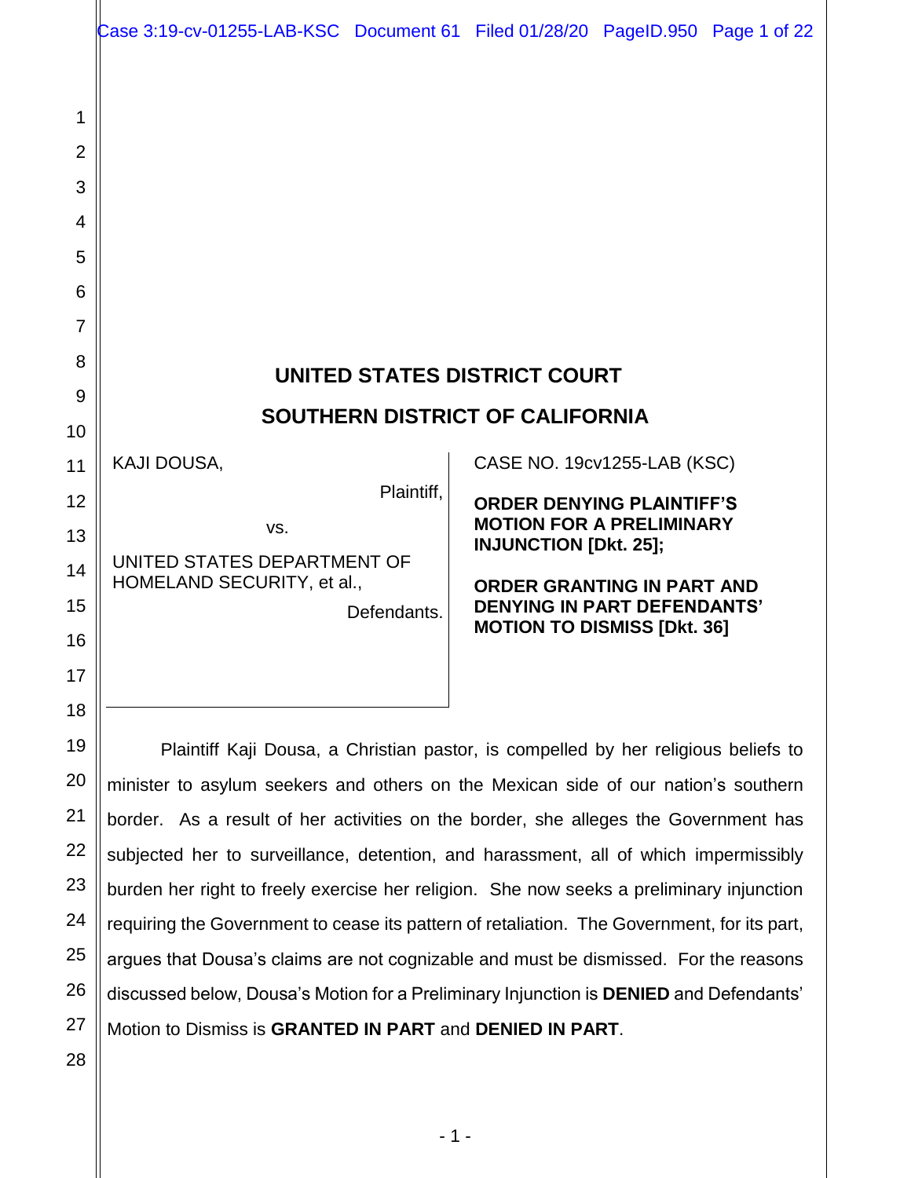# UNITED STATES DISTRICT COURT

# SOUTHERN DISTRICT OF CALIFORNIA

KAJI DOUSA,

Plaintiff,

vs.

UNITED STATES DEPARTMENT OF HOMELAND SECURITY, et al.,

Defendants.

CASE NO. 19cv1255-LAB (KSC)

**ORDER DENYING PLAINTIFF'S MOTION FOR A PRELIMINARY INJUNCTION [Dkt. 25];**

**ORDER GRANTING IN PART AND DENYING IN PART DEFENDANTS' MOTION TO DISMISS [Dkt. 36]**

Plaintiff Kaji Dousa, a Christian pastor, is compelled by her religious beliefs to minister to asylum seekers and others on the Mexican side of our nation's southern border. As a result of her activities on the border, she alleges the Government has subjected her to surveillance, detention, and harassment, all of which impermissibly burden her right to freely exercise her religion. She now seeks a preliminary injunction requiring the Government to cease its pattern of retaliation. The Government, for its part, argues that Dousa's claims are not cognizable and must be dismissed. For the reasons discussed below, Dousa's Motion for a Preliminary Injunction is **DENIED** and Defendants' Motion to Dismiss is **GRANTED IN PART** and **DENIED IN PART**.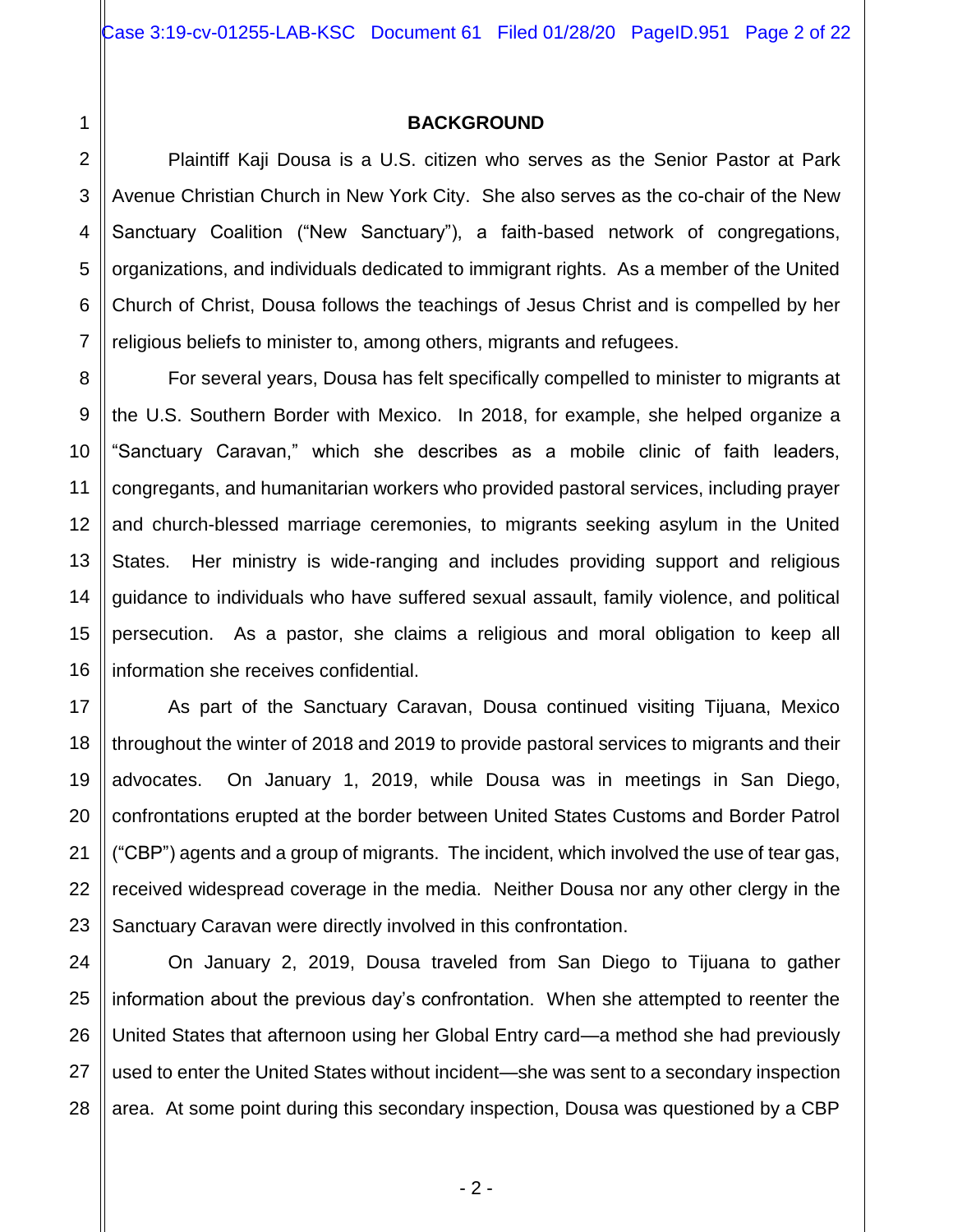## BACKGROUND

Plaintiff Kaji Dousa is a U.S. citizen who serves as the Senior Pastor at Park Avenue Christian Church in New York City. She also serves as the co-chair of the New Sanctuary Coalition ("New Sanctuary"), a faith-based network of congregations, organizations, and individuals dedicated to immigrant rights. As a member of the United Church of Christ, Dousa follows the teachings of Jesus Christ and is compelled by her religious beliefs to minister to, among others, migrants and refugees.

For several years, Dousa has felt specifically compelled to minister to migrants at the U.S. Southern Border with Mexico. In 2018, for example, she helped organize a "Sanctuary Caravan," which she describes as a mobile clinic of faith leaders, congregants, and humanitarian workers who provided pastoral services, including prayer and church-blessed marriage ceremonies, to migrants seeking asylum in the United States. Her ministry is wide-ranging and includes providing support and religious guidance to individuals who have suffered sexual assault, family violence, and political persecution. As a pastor, she claims a religious and moral obligation to keep all information she receives confidential.

As part of the Sanctuary Caravan, Dousa continued visiting Tijuana, Mexico throughout the winter of 2018 and 2019 to provide pastoral services to migrants and their advocates. On January 1, 2019, while Dousa was in meetings in San Diego, confrontations erupted at the border between United States Customs and Border Patrol ("CBP") agents and a group of migrants. The incident, which involved the use of tear gas, received widespread coverage in the media. Neither Dousa nor any other clergy in the Sanctuary Caravan were directly involved in this confrontation.

On January 2, 2019, Dousa traveled from San Diego to Tijuana to gather information about the previous day's confrontation. When she attempted to reenter the United States that afternoon using her Global Entry card—a method she had previously used to enter the United States without incident—she was sent to a secondary inspection area. At some point during this secondary inspection, Dousa was questioned by a CBP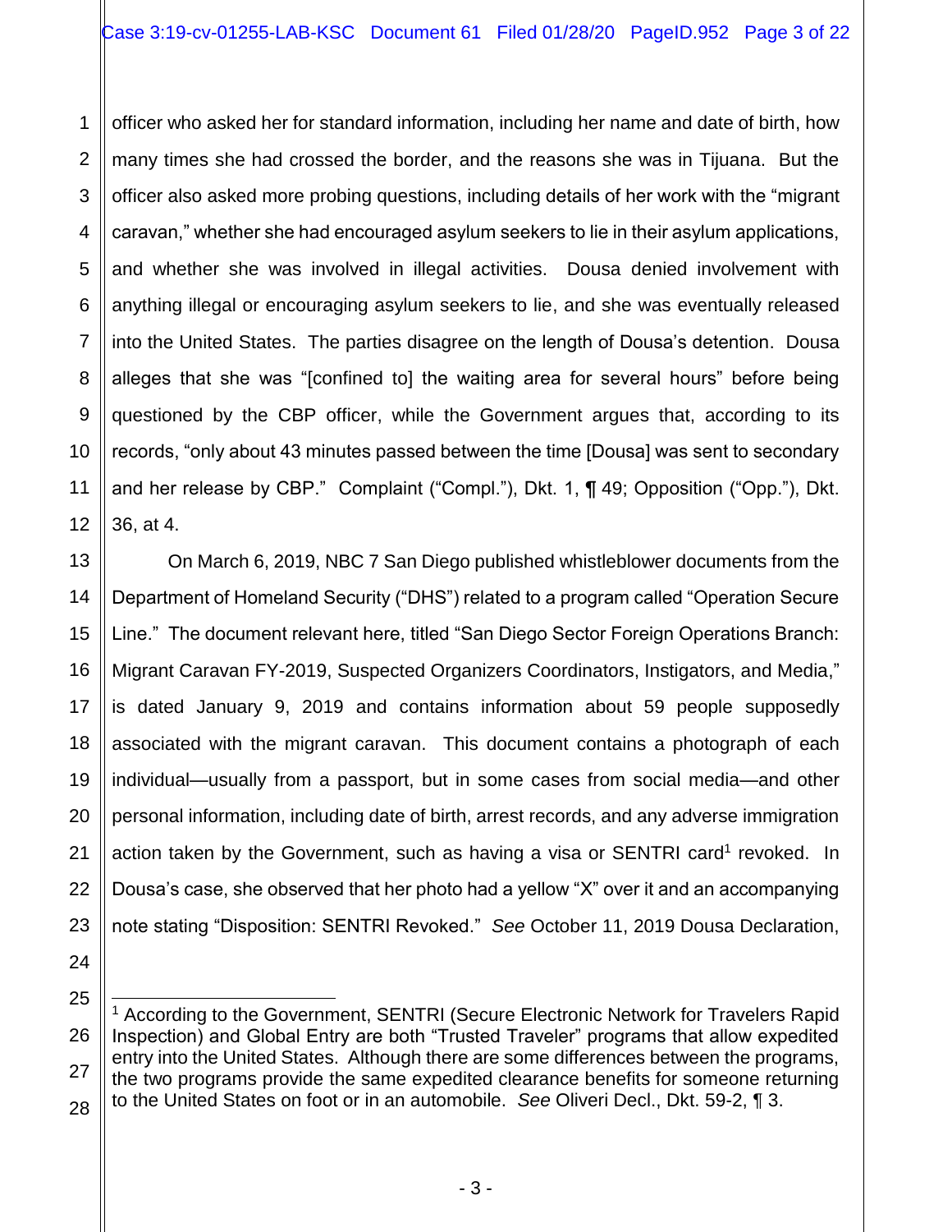officer who asked her for standard information, including her name and date of birth, how many times she had crossed the border, and the reasons she was in Tijuana. But the officer also asked more probing questions, including details of her work with the "migrant caravan," whether she had encouraged asylum seekers to lie in their asylum applications, and whether she was involved in illegal activities. Dousa denied involvement with anything illegal or encouraging asylum seekers to lie, and she was eventually released into the United States. The parties disagree on the length of Dousa's detention. Dousa alleges that she was "[confined to] the waiting area for several hours" before being questioned by the CBP officer, while the Government argues that, according to its records, "only about 43 minutes passed between the time [Dousa] was sent to secondary and her release by CBP." Complaint ("Compl."), Dkt. 1, ¶ 49; Opposition ("Opp."), Dkt. 36, at 4.

On March 6, 2019, NBC 7 San Diego published whistleblower documents from the Department of Homeland Security ("DHS") related to a program called "Operation Secure Line." The document relevant here, titled "San Diego Sector Foreign Operations Branch: Migrant Caravan FY-2019, Suspected Organizers Coordinators, Instigators, and Media," is dated January 9, 2019 and contains information about 59 people supposedly associated with the migrant caravan. This document contains a photograph of each individual—usually from a passport, but in some cases from social media—and other personal information, including date of birth, arrest records, and any adverse immigration action taken by the Government, such as having a visa or SENTRI card[1] revoked. In Dousa's case, she observed that her photo had a yellow "X" over it and an accompanying note stating "Disposition: SENTRI Revoked." *See* October 11, 2019 Dousa Declaration,

---

[1] According to the Government, SENTRI (Secure Electronic Network for Travelers Rapid Inspection) and Global Entry are both "Trusted Traveler" programs that allow expedited entry into the United States. Although there are some differences between the programs, the two programs provide the same expedited clearance benefits for someone returning to the United States on foot or in an automobile. *See* Oliveri Decl., Dkt. 59-2, ¶ 3.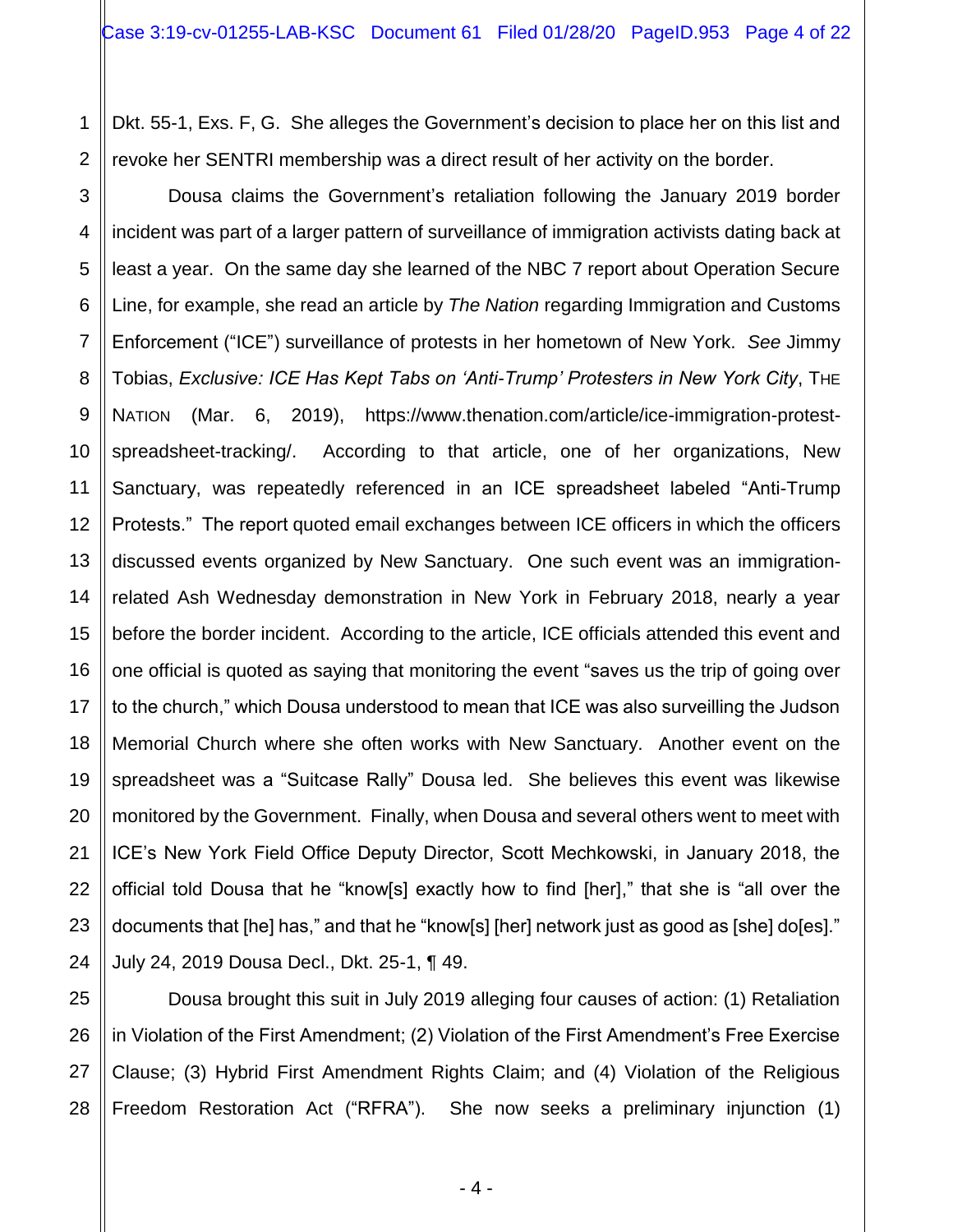Dkt. 55-1, Exs. F, G. She alleges the Government's decision to place her on this list and revoke her SENTRI membership was a direct result of her activity on the border.

Dousa claims the Government's retaliation following the January 2019 border incident was part of a larger pattern of surveillance of immigration activists dating back at least a year. On the same day she learned of the NBC 7 report about Operation Secure Line, for example, she read an article by *The Nation* regarding Immigration and Customs Enforcement ("ICE") surveillance of protests in her hometown of New York. *See* Jimmy Tobias, *Exclusive: ICE Has Kept Tabs on 'Anti-Trump' Protesters in New York City*, THE NATION (Mar. 6, 2019), https://www.thenation.com/article/ice-immigration-protest-spreadsheet-tracking/. According to that article, one of her organizations, New Sanctuary, was repeatedly referenced in an ICE spreadsheet labeled "Anti-Trump Protests." The report quoted email exchanges between ICE officers in which the officers discussed events organized by New Sanctuary. One such event was an immigration-related Ash Wednesday demonstration in New York in February 2018, nearly a year before the border incident. According to the article, ICE officials attended this event and one official is quoted as saying that monitoring the event "saves us the trip of going over to the church," which Dousa understood to mean that ICE was also surveilling the Judson Memorial Church where she often works with New Sanctuary. Another event on the spreadsheet was a "Suitcase Rally" Dousa led. She believes this event was likewise monitored by the Government. Finally, when Dousa and several others went to meet with ICE's New York Field Office Deputy Director, Scott Mechkowski, in January 2018, the official told Dousa that he "know[s] exactly how to find [her]," that she is "all over the documents that [he] has," and that he "know[s] [her] network just as good as [she] do[es]." July 24, 2019 Dousa Decl., Dkt. 25-1, ¶ 49.

Dousa brought this suit in July 2019 alleging four causes of action: (1) Retaliation in Violation of the First Amendment; (2) Violation of the First Amendment's Free Exercise Clause; (3) Hybrid First Amendment Rights Claim; and (4) Violation of the Religious Freedom Restoration Act ("RFRA"). She now seeks a preliminary injunction (1)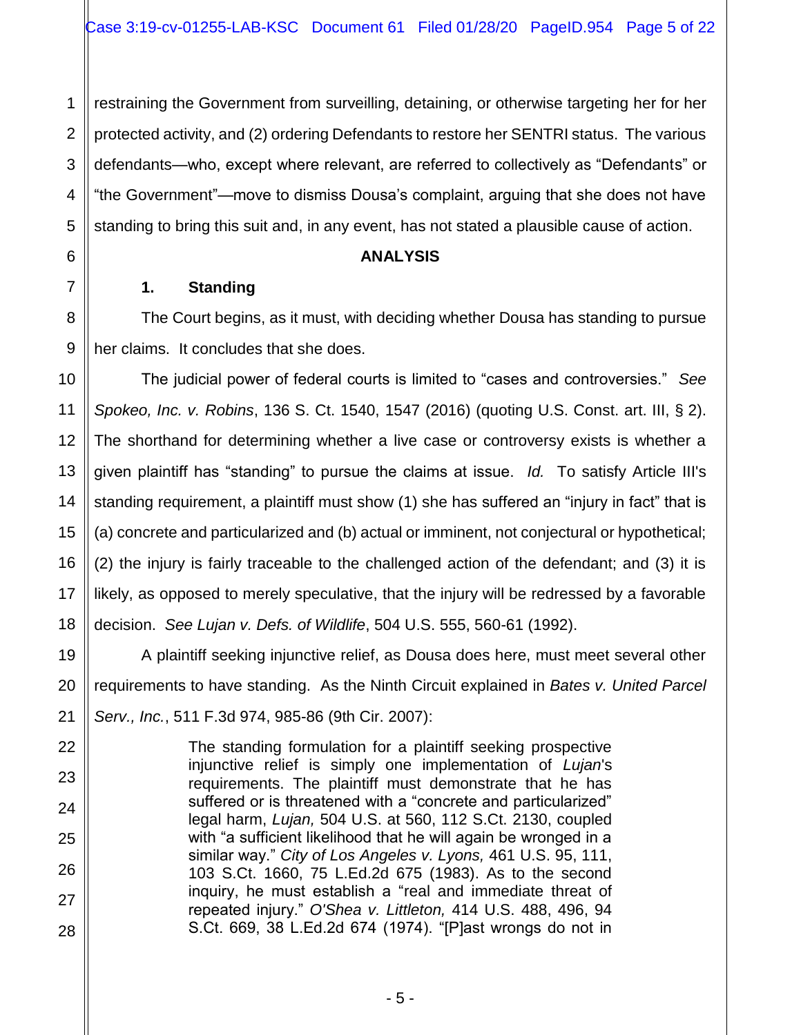restraining the Government from surveilling, detaining, or otherwise targeting her for her protected activity, and (2) ordering Defendants to restore her SENTRI status. The various defendants—who, except where relevant, are referred to collectively as "Defendants" or "the Government"—move to dismiss Dousa's complaint, arguing that she does not have standing to bring this suit and, in any event, has not stated a plausible cause of action.

## ANALYSIS

### 1. Standing

The Court begins, as it must, with deciding whether Dousa has standing to pursue her claims. It concludes that she does.

The judicial power of federal courts is limited to "cases and controversies." *See Spokeo, Inc. v. Robins*, 136 S. Ct. 1540, 1547 (2016) (quoting U.S. Const. art. III, § 2). The shorthand for determining whether a live case or controversy exists is whether a given plaintiff has "standing" to pursue the claims at issue. *Id.* To satisfy Article III's standing requirement, a plaintiff must show (1) she has suffered an "injury in fact" that is (a) concrete and particularized and (b) actual or imminent, not conjectural or hypothetical; (2) the injury is fairly traceable to the challenged action of the defendant; and (3) it is likely, as opposed to merely speculative, that the injury will be redressed by a favorable decision. *See Lujan v. Defs. of Wildlife*, 504 U.S. 555, 560-61 (1992).

A plaintiff seeking injunctive relief, as Dousa does here, must meet several other requirements to have standing. As the Ninth Circuit explained in *Bates v. United Parcel Serv., Inc.*, 511 F.3d 974, 985-86 (9th Cir. 2007):

> The standing formulation for a plaintiff seeking prospective injunctive relief is simply one implementation of *Lujan*'s requirements. The plaintiff must demonstrate that he has suffered or is threatened with a "concrete and particularized" legal harm, *Lujan,* 504 U.S. at 560, 112 S.Ct. 2130, coupled with "a sufficient likelihood that he will again be wronged in a similar way." *City of Los Angeles v. Lyons,* 461 U.S. 95, 111, 103 S.Ct. 1660, 75 L.Ed.2d 675 (1983). As to the second inquiry, he must establish a "real and immediate threat of repeated injury." *O'Shea v. Littleton,* 414 U.S. 488, 496, 94 S.Ct. 669, 38 L.Ed.2d 674 (1974). "[P]ast wrongs do not in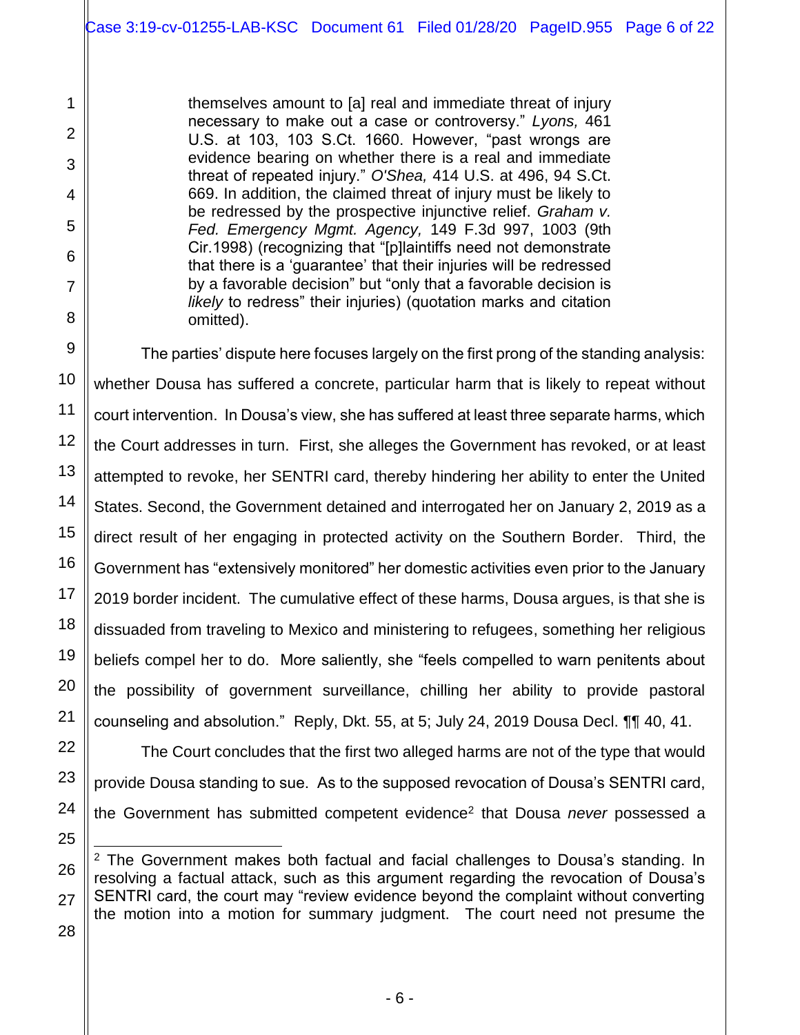> themselves amount to [a] real and immediate threat of injury necessary to make out a case or controversy." *Lyons,* 461 U.S. at 103, 103 S.Ct. 1660. However, "past wrongs are evidence bearing on whether there is a real and immediate threat of repeated injury." *O'Shea,* 414 U.S. at 496, 94 S.Ct. 669. In addition, the claimed threat of injury must be likely to be redressed by the prospective injunctive relief. *Graham v. Fed. Emergency Mgmt. Agency,* 149 F.3d 997, 1003 (9th Cir.1998) (recognizing that "[p]laintiffs need not demonstrate that there is a 'guarantee' that their injuries will be redressed by a favorable decision" but "only that a favorable decision is *likely* to redress" their injuries) (quotation marks and citation omitted).

The parties' dispute here focuses largely on the first prong of the standing analysis: whether Dousa has suffered a concrete, particular harm that is likely to repeat without court intervention. In Dousa's view, she has suffered at least three separate harms, which the Court addresses in turn. First, she alleges the Government has revoked, or at least attempted to revoke, her SENTRI card, thereby hindering her ability to enter the United States. Second, the Government detained and interrogated her on January 2, 2019 as a direct result of her engaging in protected activity on the Southern Border. Third, the Government has "extensively monitored" her domestic activities even prior to the January 2019 border incident. The cumulative effect of these harms, Dousa argues, is that she is dissuaded from traveling to Mexico and ministering to refugees, something her religious beliefs compel her to do. More saliently, she "feels compelled to warn penitents about the possibility of government surveillance, chilling her ability to provide pastoral counseling and absolution." Reply, Dkt. 55, at 5; July 24, 2019 Dousa Decl. ¶¶ 40, 41.

The Court concludes that the first two alleged harms are not of the type that would provide Dousa standing to sue. As to the supposed revocation of Dousa's SENTRI card, the Government has submitted competent evidence[2] that Dousa *never* possessed a

---

[2] The Government makes both factual and facial challenges to Dousa's standing. In resolving a factual attack, such as this argument regarding the revocation of Dousa's SENTRI card, the court may "review evidence beyond the complaint without converting the motion into a motion for summary judgment. The court need not presume the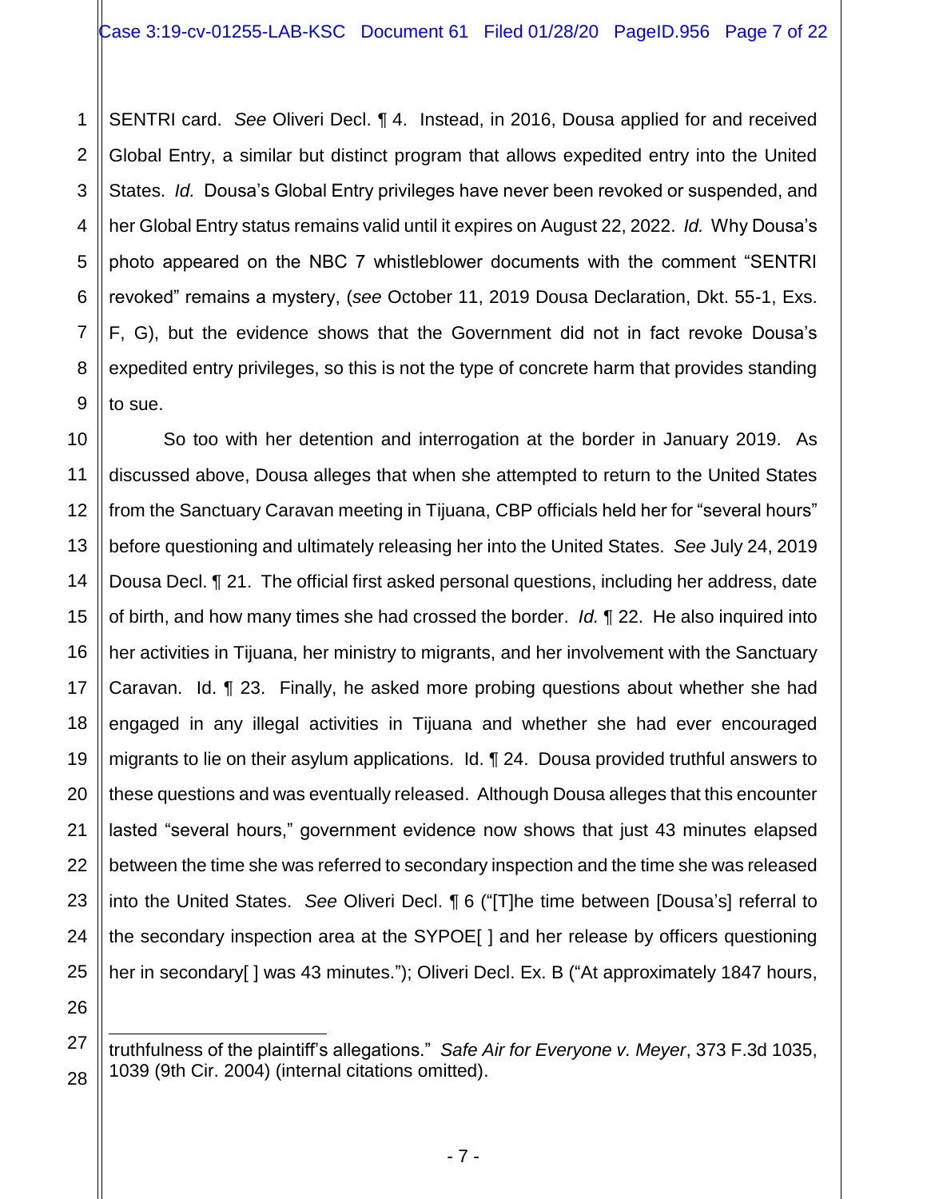SENTRI card. *See* Oliveri Decl. ¶ 4. Instead, in 2016, Dousa applied for and received Global Entry, a similar but distinct program that allows expedited entry into the United States. *Id.* Dousa's Global Entry privileges have never been revoked or suspended, and her Global Entry status remains valid until it expires on August 22, 2022. *Id.* Why Dousa's photo appeared on the NBC 7 whistleblower documents with the comment "SENTRI revoked" remains a mystery, (*see* October 11, 2019 Dousa Declaration, Dkt. 55-1, Exs. F, G), but the evidence shows that the Government did not in fact revoke Dousa's expedited entry privileges, so this is not the type of concrete harm that provides standing to sue.

So too with her detention and interrogation at the border in January 2019. As discussed above, Dousa alleges that when she attempted to return to the United States from the Sanctuary Caravan meeting in Tijuana, CBP officials held her for "several hours" before questioning and ultimately releasing her into the United States. *See* July 24, 2019 Dousa Decl. ¶ 21. The official first asked personal questions, including her address, date of birth, and how many times she had crossed the border. *Id.* ¶ 22. He also inquired into her activities in Tijuana, her ministry to migrants, and her involvement with the Sanctuary Caravan. Id. ¶ 23. Finally, he asked more probing questions about whether she had engaged in any illegal activities in Tijuana and whether she had ever encouraged migrants to lie on their asylum applications. Id. ¶ 24. Dousa provided truthful answers to these questions and was eventually released. Although Dousa alleges that this encounter lasted "several hours," government evidence now shows that just 43 minutes elapsed between the time she was referred to secondary inspection and the time she was released into the United States. *See* Oliveri Decl. ¶ 6 ("[T]he time between [Dousa's] referral to the secondary inspection area at the SYPOE[ ] and her release by officers questioning her in secondary[ ] was 43 minutes."); Oliveri Decl. Ex. B ("At approximately 1847 hours,

---

truthfulness of the plaintiff's allegations." *Safe Air for Everyone v. Meyer*, 373 F.3d 1035, 1039 (9th Cir. 2004) (internal citations omitted).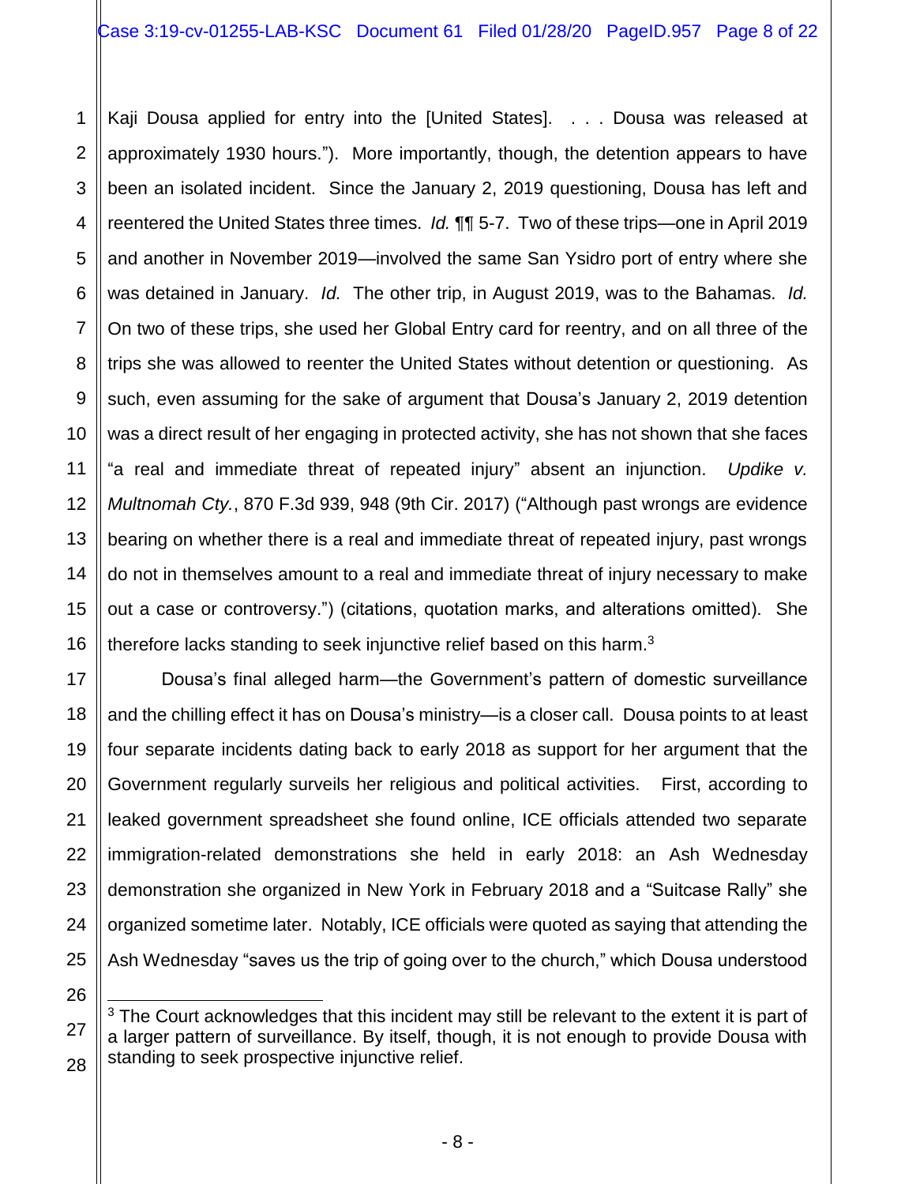Kaji Dousa applied for entry into the [United States]. . . . Dousa was released at approximately 1930 hours."). More importantly, though, the detention appears to have been an isolated incident. Since the January 2, 2019 questioning, Dousa has left and reentered the United States three times. *Id.* ¶¶ 5-7. Two of these trips—one in April 2019 and another in November 2019—involved the same San Ysidro port of entry where she was detained in January. *Id.* The other trip, in August 2019, was to the Bahamas. *Id.* On two of these trips, she used her Global Entry card for reentry, and on all three of the trips she was allowed to reenter the United States without detention or questioning. As such, even assuming for the sake of argument that Dousa's January 2, 2019 detention was a direct result of her engaging in protected activity, she has not shown that she faces "a real and immediate threat of repeated injury" absent an injunction. *Updike v. Multnomah Cty.*, 870 F.3d 939, 948 (9th Cir. 2017) ("Although past wrongs are evidence bearing on whether there is a real and immediate threat of repeated injury, past wrongs do not in themselves amount to a real and immediate threat of injury necessary to make out a case or controversy.") (citations, quotation marks, and alterations omitted). She therefore lacks standing to seek injunctive relief based on this harm.[3]

Dousa's final alleged harm—the Government's pattern of domestic surveillance and the chilling effect it has on Dousa's ministry—is a closer call. Dousa points to at least four separate incidents dating back to early 2018 as support for her argument that the Government regularly surveils her religious and political activities. First, according to leaked government spreadsheet she found online, ICE officials attended two separate immigration-related demonstrations she held in early 2018: an Ash Wednesday demonstration she organized in New York in February 2018 and a "Suitcase Rally" she organized sometime later. Notably, ICE officials were quoted as saying that attending the Ash Wednesday "saves us the trip of going over to the church," which Dousa understood

---

[3] The Court acknowledges that this incident may still be relevant to the extent it is part of a larger pattern of surveillance. By itself, though, it is not enough to provide Dousa with standing to seek prospective injunctive relief.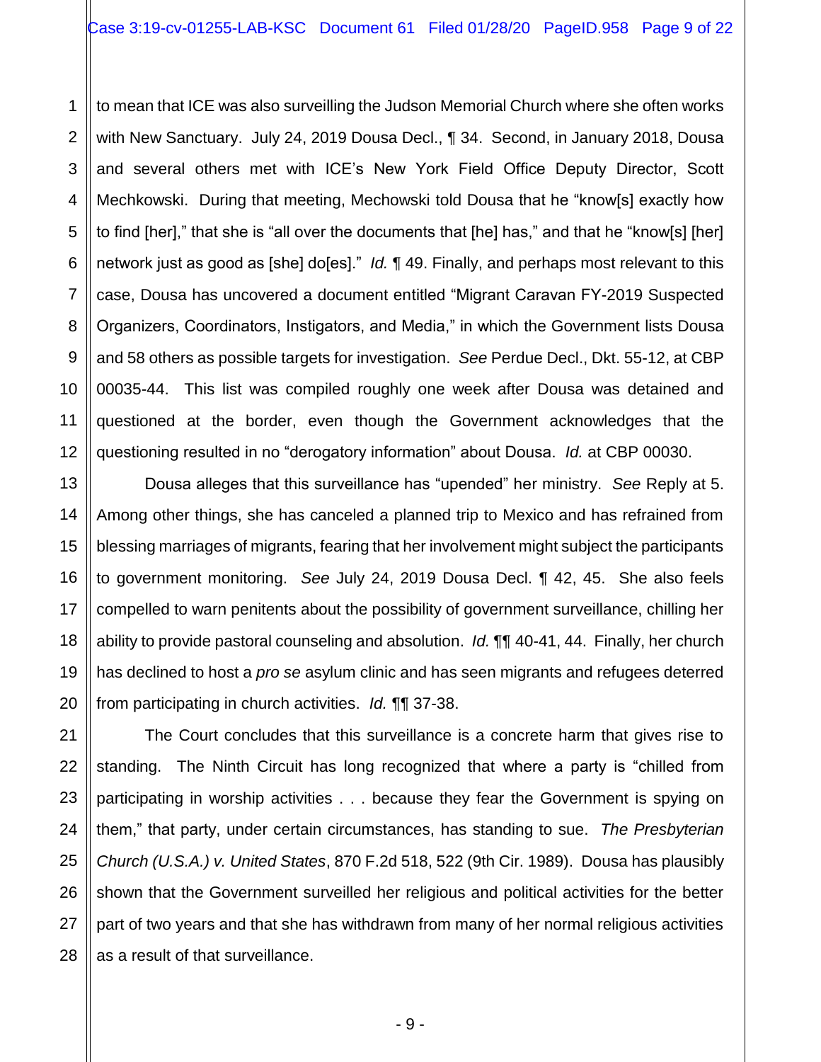to mean that ICE was also surveilling the Judson Memorial Church where she often works with New Sanctuary. July 24, 2019 Dousa Decl., ¶ 34. Second, in January 2018, Dousa and several others met with ICE's New York Field Office Deputy Director, Scott Mechkowski. During that meeting, Mechowski told Dousa that he "know[s] exactly how to find [her]," that she is "all over the documents that [he] has," and that he "know[s] [her] network just as good as [she] do[es]." *Id.* ¶ 49. Finally, and perhaps most relevant to this case, Dousa has uncovered a document entitled "Migrant Caravan FY-2019 Suspected Organizers, Coordinators, Instigators, and Media," in which the Government lists Dousa and 58 others as possible targets for investigation. *See* Perdue Decl., Dkt. 55-12, at CBP 00035-44. This list was compiled roughly one week after Dousa was detained and questioned at the border, even though the Government acknowledges that the questioning resulted in no "derogatory information" about Dousa. *Id.* at CBP 00030.

Dousa alleges that this surveillance has "upended" her ministry. *See* Reply at 5. Among other things, she has canceled a planned trip to Mexico and has refrained from blessing marriages of migrants, fearing that her involvement might subject the participants to government monitoring. *See* July 24, 2019 Dousa Decl. ¶ 42, 45. She also feels compelled to warn penitents about the possibility of government surveillance, chilling her ability to provide pastoral counseling and absolution. *Id.* ¶¶ 40-41, 44. Finally, her church has declined to host a *pro se* asylum clinic and has seen migrants and refugees deterred from participating in church activities. *Id.* ¶¶ 37-38.

The Court concludes that this surveillance is a concrete harm that gives rise to standing. The Ninth Circuit has long recognized that where a party is "chilled from participating in worship activities . . . because they fear the Government is spying on them," that party, under certain circumstances, has standing to sue. *The Presbyterian Church (U.S.A.) v. United States*, 870 F.2d 518, 522 (9th Cir. 1989). Dousa has plausibly shown that the Government surveilled her religious and political activities for the better part of two years and that she has withdrawn from many of her normal religious activities as a result of that surveillance.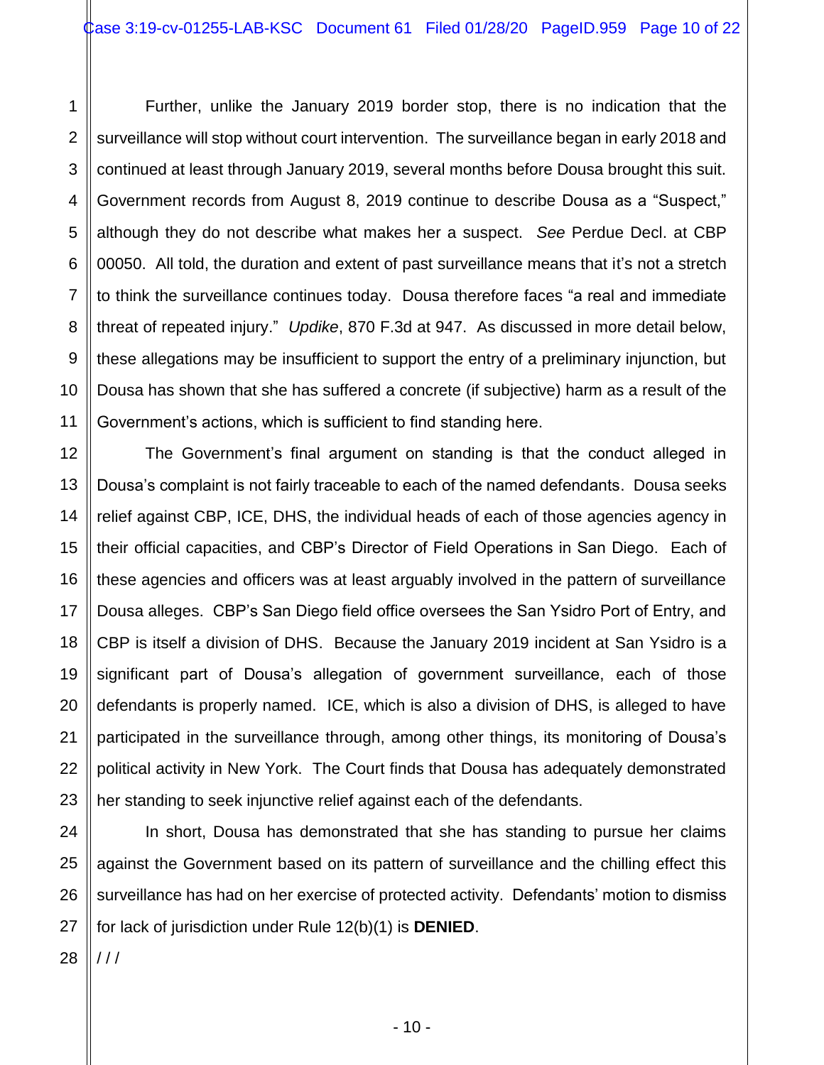Further, unlike the January 2019 border stop, there is no indication that the surveillance will stop without court intervention. The surveillance began in early 2018 and continued at least through January 2019, several months before Dousa brought this suit. Government records from August 8, 2019 continue to describe Dousa as a "Suspect," although they do not describe what makes her a suspect. *See* Perdue Decl. at CBP 00050. All told, the duration and extent of past surveillance means that it's not a stretch to think the surveillance continues today. Dousa therefore faces "a real and immediate threat of repeated injury." *Updike*, 870 F.3d at 947. As discussed in more detail below, these allegations may be insufficient to support the entry of a preliminary injunction, but Dousa has shown that she has suffered a concrete (if subjective) harm as a result of the Government's actions, which is sufficient to find standing here.

The Government's final argument on standing is that the conduct alleged in Dousa's complaint is not fairly traceable to each of the named defendants. Dousa seeks relief against CBP, ICE, DHS, the individual heads of each of those agencies agency in their official capacities, and CBP's Director of Field Operations in San Diego. Each of these agencies and officers was at least arguably involved in the pattern of surveillance Dousa alleges. CBP's San Diego field office oversees the San Ysidro Port of Entry, and CBP is itself a division of DHS. Because the January 2019 incident at San Ysidro is a significant part of Dousa's allegation of government surveillance, each of those defendants is properly named. ICE, which is also a division of DHS, is alleged to have participated in the surveillance through, among other things, its monitoring of Dousa's political activity in New York. The Court finds that Dousa has adequately demonstrated her standing to seek injunctive relief against each of the defendants.

In short, Dousa has demonstrated that she has standing to pursue her claims against the Government based on its pattern of surveillance and the chilling effect this surveillance has had on her exercise of protected activity. Defendants' motion to dismiss for lack of jurisdiction under Rule 12(b)(1) is **DENIED**.

/ / /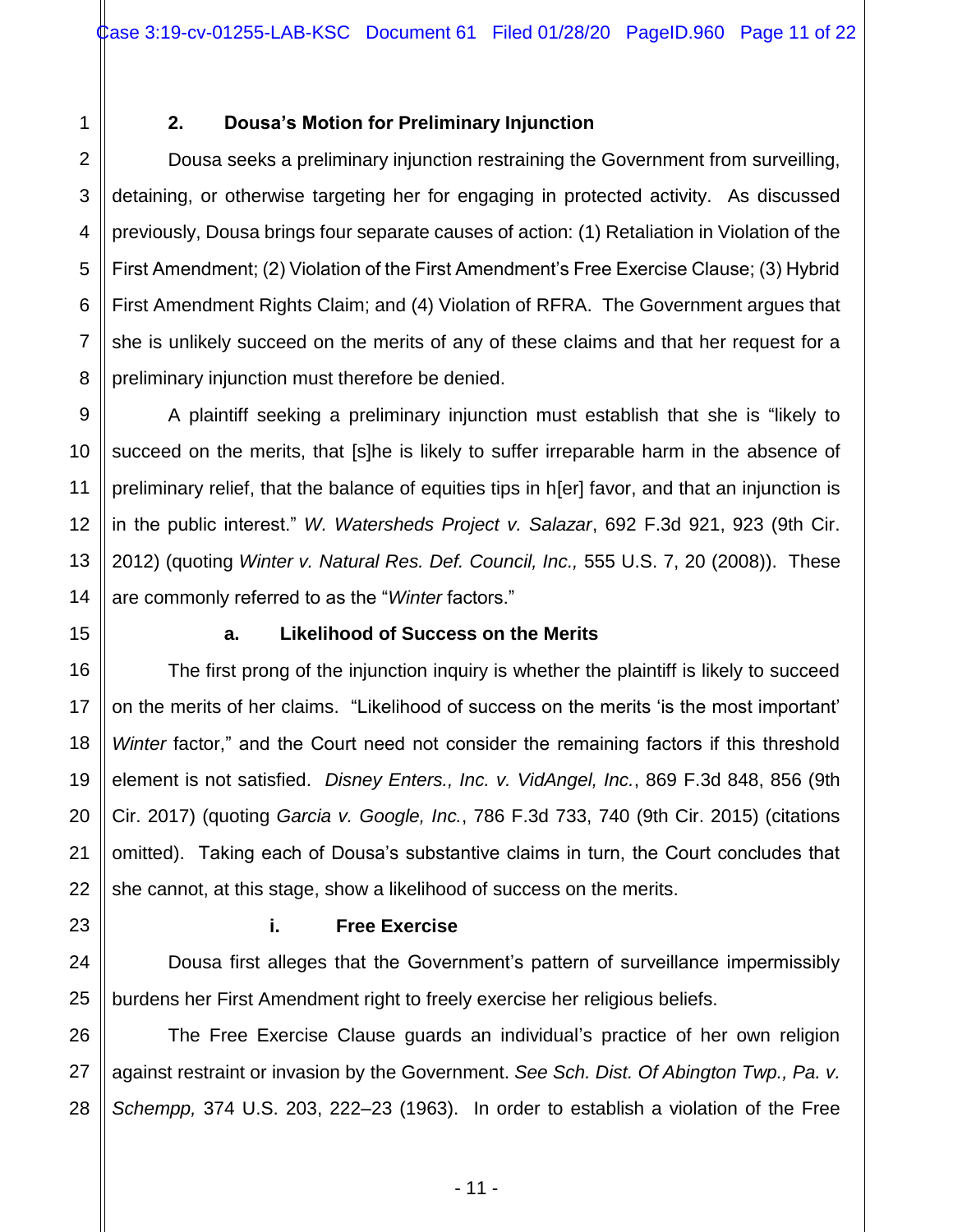### 2. Dousa's Motion for Preliminary Injunction

Dousa seeks a preliminary injunction restraining the Government from surveilling, detaining, or otherwise targeting her for engaging in protected activity. As discussed previously, Dousa brings four separate causes of action: (1) Retaliation in Violation of the First Amendment; (2) Violation of the First Amendment's Free Exercise Clause; (3) Hybrid First Amendment Rights Claim; and (4) Violation of RFRA. The Government argues that she is unlikely succeed on the merits of any of these claims and that her request for a preliminary injunction must therefore be denied.

A plaintiff seeking a preliminary injunction must establish that she is "likely to succeed on the merits, that [s]he is likely to suffer irreparable harm in the absence of preliminary relief, that the balance of equities tips in h[er] favor, and that an injunction is in the public interest." *W. Watersheds Project v. Salazar*, 692 F.3d 921, 923 (9th Cir. 2012) (quoting *Winter v. Natural Res. Def. Council, Inc.,* 555 U.S. 7, 20 (2008)). These are commonly referred to as the "*Winter* factors."

#### a. Likelihood of Success on the Merits

The first prong of the injunction inquiry is whether the plaintiff is likely to succeed on the merits of her claims. "Likelihood of success on the merits 'is the most important' *Winter* factor," and the Court need not consider the remaining factors if this threshold element is not satisfied. *Disney Enters., Inc. v. VidAngel, Inc.*, 869 F.3d 848, 856 (9th Cir. 2017) (quoting *Garcia v. Google, Inc.*, 786 F.3d 733, 740 (9th Cir. 2015) (citations omitted). Taking each of Dousa's substantive claims in turn, the Court concludes that she cannot, at this stage, show a likelihood of success on the merits.

##### i. Free Exercise

Dousa first alleges that the Government's pattern of surveillance impermissibly burdens her First Amendment right to freely exercise her religious beliefs.

The Free Exercise Clause guards an individual's practice of her own religion against restraint or invasion by the Government. *See Sch. Dist. Of Abington Twp., Pa. v. Schempp,* 374 U.S. 203, 222–23 (1963). In order to establish a violation of the Free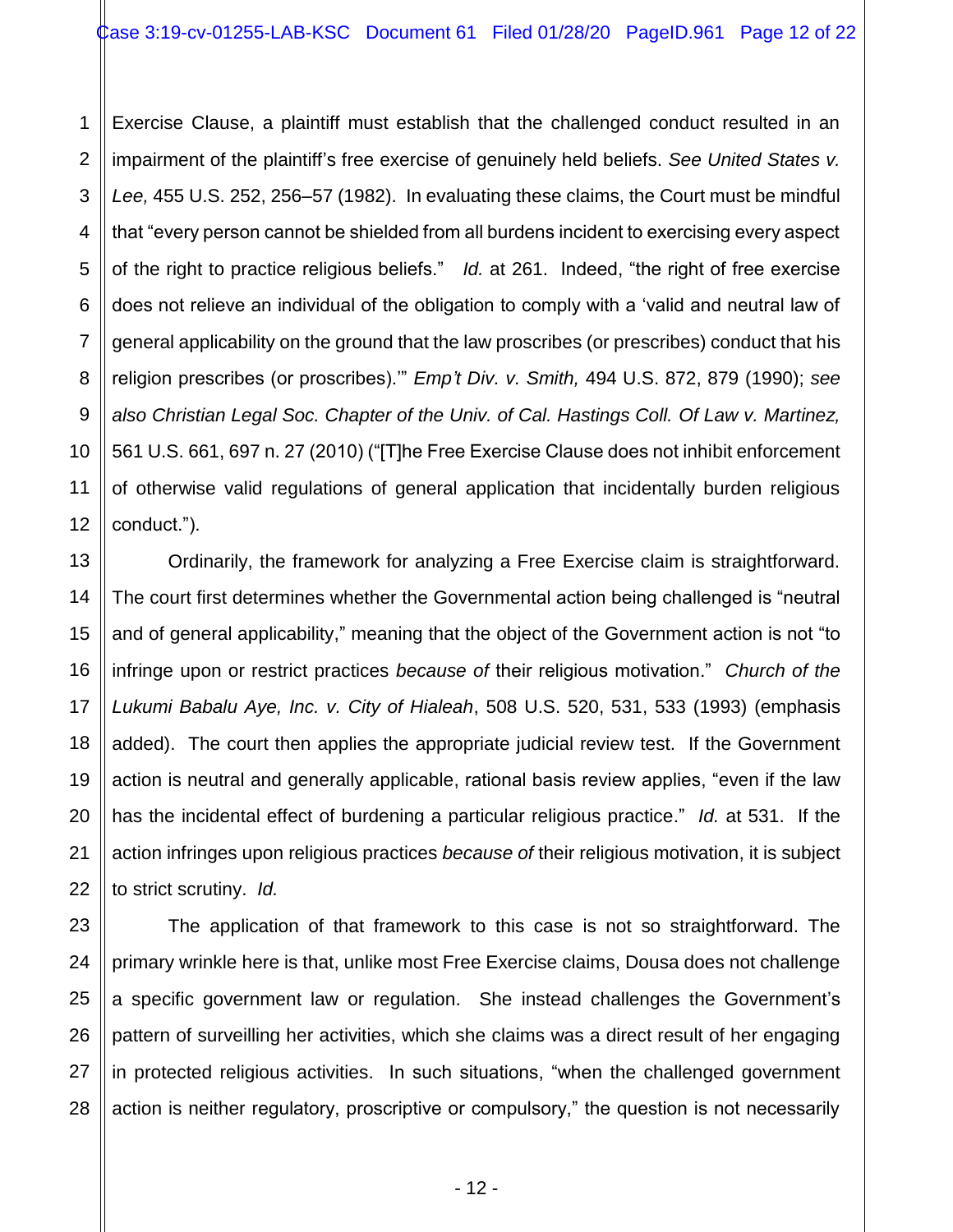Exercise Clause, a plaintiff must establish that the challenged conduct resulted in an impairment of the plaintiff's free exercise of genuinely held beliefs. *See United States v. Lee,* 455 U.S. 252, 256–57 (1982). In evaluating these claims, the Court must be mindful that "every person cannot be shielded from all burdens incident to exercising every aspect of the right to practice religious beliefs." *Id.* at 261. Indeed, "the right of free exercise does not relieve an individual of the obligation to comply with a 'valid and neutral law of general applicability on the ground that the law proscribes (or prescribes) conduct that his religion prescribes (or proscribes).'" *Emp't Div. v. Smith,* 494 U.S. 872, 879 (1990); *see also Christian Legal Soc. Chapter of the Univ. of Cal. Hastings Coll. Of Law v. Martinez,* 561 U.S. 661, 697 n. 27 (2010) ("[T]he Free Exercise Clause does not inhibit enforcement of otherwise valid regulations of general application that incidentally burden religious conduct.").

Ordinarily, the framework for analyzing a Free Exercise claim is straightforward. The court first determines whether the Governmental action being challenged is "neutral and of general applicability," meaning that the object of the Government action is not "to infringe upon or restrict practices *because of* their religious motivation." *Church of the Lukumi Babalu Aye, Inc. v. City of Hialeah*, 508 U.S. 520, 531, 533 (1993) (emphasis added). The court then applies the appropriate judicial review test. If the Government action is neutral and generally applicable, rational basis review applies, "even if the law has the incidental effect of burdening a particular religious practice." *Id.* at 531. If the action infringes upon religious practices *because of* their religious motivation, it is subject to strict scrutiny. *Id.*

The application of that framework to this case is not so straightforward. The primary wrinkle here is that, unlike most Free Exercise claims, Dousa does not challenge a specific government law or regulation. She instead challenges the Government's pattern of surveilling her activities, which she claims was a direct result of her engaging in protected religious activities. In such situations, "when the challenged government action is neither regulatory, proscriptive or compulsory," the question is not necessarily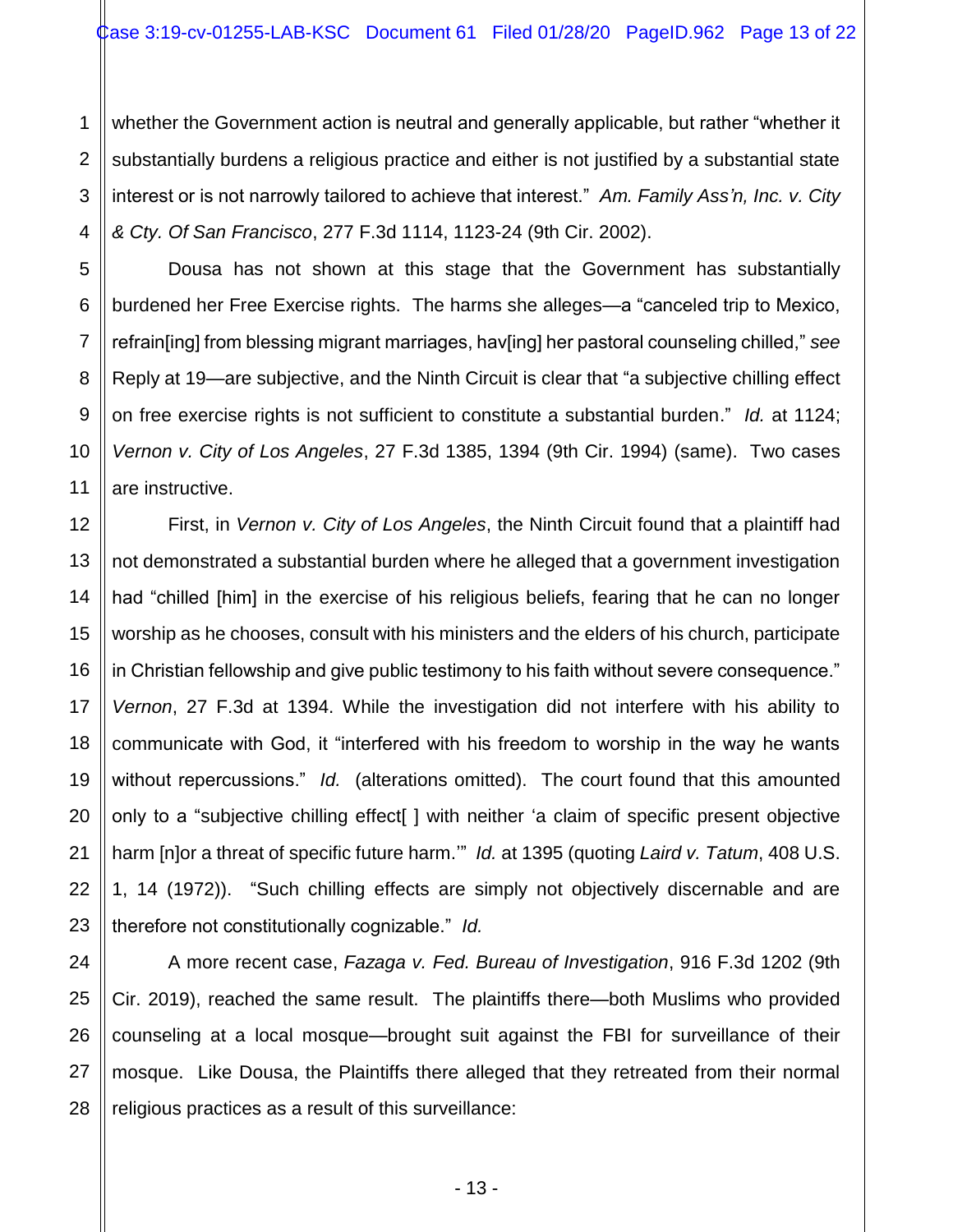whether the Government action is neutral and generally applicable, but rather "whether it substantially burdens a religious practice and either is not justified by a substantial state interest or is not narrowly tailored to achieve that interest." *Am. Family Ass'n, Inc. v. City & Cty. Of San Francisco*, 277 F.3d 1114, 1123-24 (9th Cir. 2002).

Dousa has not shown at this stage that the Government has substantially burdened her Free Exercise rights. The harms she alleges—a "canceled trip to Mexico, refrain[ing] from blessing migrant marriages, hav[ing] her pastoral counseling chilled," *see* Reply at 19—are subjective, and the Ninth Circuit is clear that "a subjective chilling effect on free exercise rights is not sufficient to constitute a substantial burden." *Id.* at 1124; *Vernon v. City of Los Angeles*, 27 F.3d 1385, 1394 (9th Cir. 1994) (same). Two cases are instructive.

First, in *Vernon v. City of Los Angeles*, the Ninth Circuit found that a plaintiff had not demonstrated a substantial burden where he alleged that a government investigation had "chilled [him] in the exercise of his religious beliefs, fearing that he can no longer worship as he chooses, consult with his ministers and the elders of his church, participate in Christian fellowship and give public testimony to his faith without severe consequence." *Vernon*, 27 F.3d at 1394. While the investigation did not interfere with his ability to communicate with God, it "interfered with his freedom to worship in the way he wants without repercussions." *Id.* (alterations omitted). The court found that this amounted only to a "subjective chilling effect[ ] with neither 'a claim of specific present objective harm [n]or a threat of specific future harm.'" *Id.* at 1395 (quoting *Laird v. Tatum*, 408 U.S. 1, 14 (1972)). "Such chilling effects are simply not objectively discernable and are therefore not constitutionally cognizable." *Id.*

A more recent case, *Fazaga v. Fed. Bureau of Investigation*, 916 F.3d 1202 (9th Cir. 2019), reached the same result. The plaintiffs there—both Muslims who provided counseling at a local mosque—brought suit against the FBI for surveillance of their mosque. Like Dousa, the Plaintiffs there alleged that they retreated from their normal religious practices as a result of this surveillance: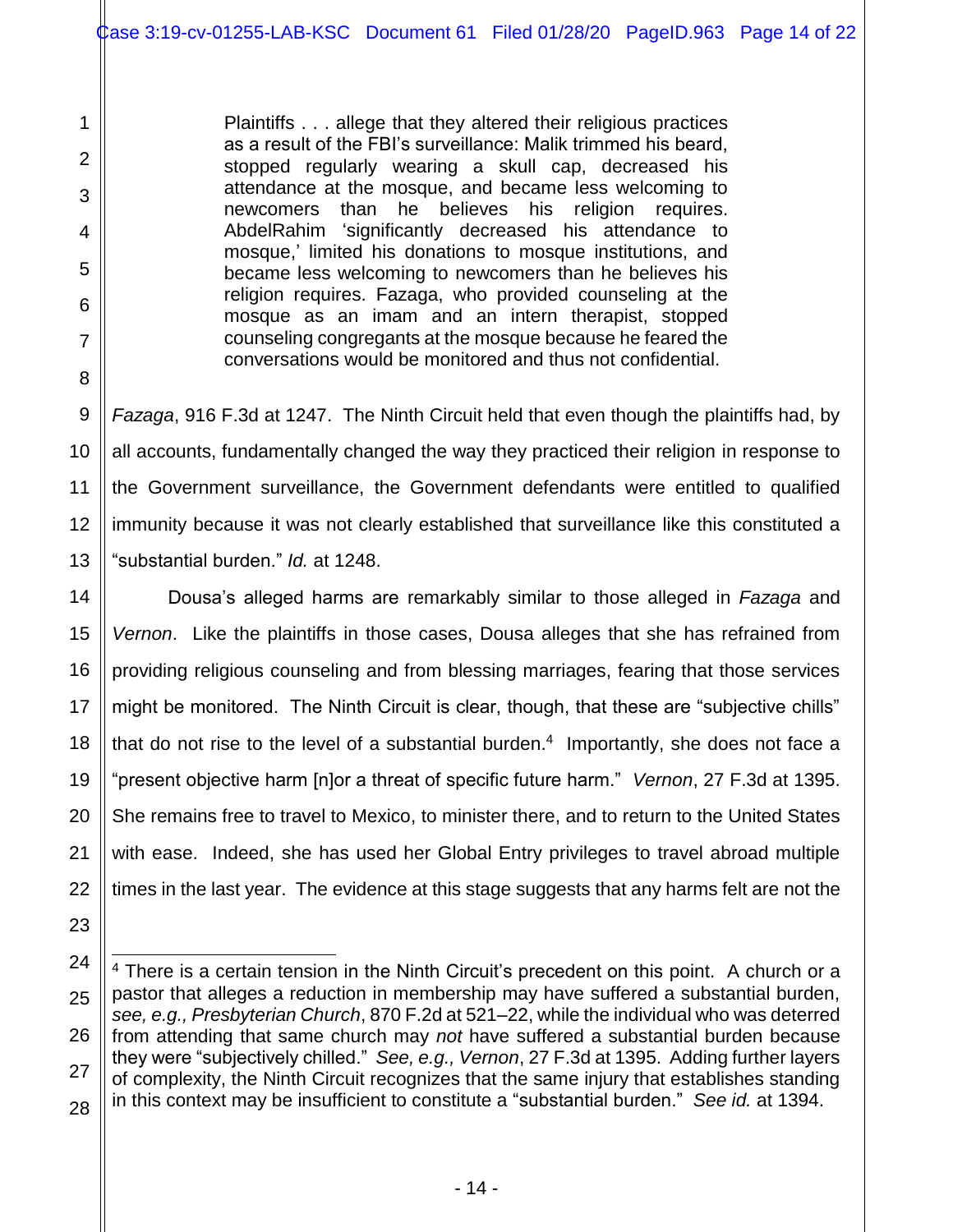> Plaintiffs . . . allege that they altered their religious practices as a result of the FBI's surveillance: Malik trimmed his beard, stopped regularly wearing a skull cap, decreased his attendance at the mosque, and became less welcoming to newcomers than he believes his religion requires. AbdelRahim 'significantly decreased his attendance to mosque,' limited his donations to mosque institutions, and became less welcoming to newcomers than he believes his religion requires. Fazaga, who provided counseling at the mosque as an imam and an intern therapist, stopped counseling congregants at the mosque because he feared the conversations would be monitored and thus not confidential.

*Fazaga*, 916 F.3d at 1247. The Ninth Circuit held that even though the plaintiffs had, by all accounts, fundamentally changed the way they practiced their religion in response to the Government surveillance, the Government defendants were entitled to qualified immunity because it was not clearly established that surveillance like this constituted a "substantial burden." *Id.* at 1248.

Dousa's alleged harms are remarkably similar to those alleged in *Fazaga* and *Vernon*. Like the plaintiffs in those cases, Dousa alleges that she has refrained from providing religious counseling and from blessing marriages, fearing that those services might be monitored. The Ninth Circuit is clear, though, that these are "subjective chills" that do not rise to the level of a substantial burden.[4] Importantly, she does not face a "present objective harm [n]or a threat of specific future harm." *Vernon*, 27 F.3d at 1395. She remains free to travel to Mexico, to minister there, and to return to the United States with ease. Indeed, she has used her Global Entry privileges to travel abroad multiple times in the last year. The evidence at this stage suggests that any harms felt are not the

---

[4] There is a certain tension in the Ninth Circuit's precedent on this point. A church or a pastor that alleges a reduction in membership may have suffered a substantial burden, *see, e.g., Presbyterian Church*, 870 F.2d at 521–22, while the individual who was deterred from attending that same church may *not* have suffered a substantial burden because they were "subjectively chilled." *See, e.g., Vernon*, 27 F.3d at 1395. Adding further layers of complexity, the Ninth Circuit recognizes that the same injury that establishes standing in this context may be insufficient to constitute a "substantial burden." *See id.* at 1394.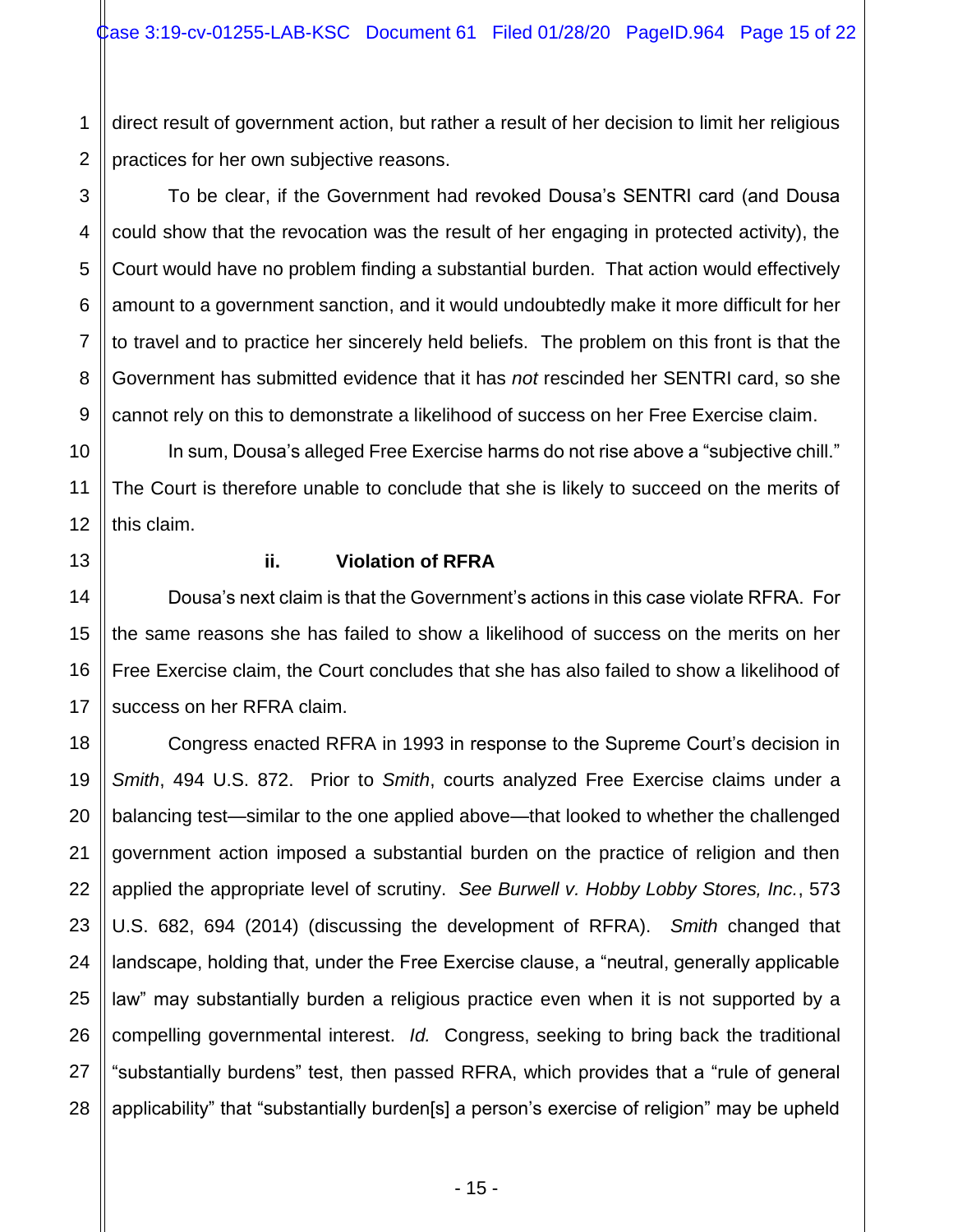direct result of government action, but rather a result of her decision to limit her religious practices for her own subjective reasons.

To be clear, if the Government had revoked Dousa's SENTRI card (and Dousa could show that the revocation was the result of her engaging in protected activity), the Court would have no problem finding a substantial burden. That action would effectively amount to a government sanction, and it would undoubtedly make it more difficult for her to travel and to practice her sincerely held beliefs. The problem on this front is that the Government has submitted evidence that it has *not* rescinded her SENTRI card, so she cannot rely on this to demonstrate a likelihood of success on her Free Exercise claim.

In sum, Dousa's alleged Free Exercise harms do not rise above a "subjective chill." The Court is therefore unable to conclude that she is likely to succeed on the merits of this claim.

**ii. Violation of RFRA**

Dousa's next claim is that the Government's actions in this case violate RFRA. For the same reasons she has failed to show a likelihood of success on the merits on her Free Exercise claim, the Court concludes that she has also failed to show a likelihood of success on her RFRA claim.

Congress enacted RFRA in 1993 in response to the Supreme Court's decision in *Smith*, 494 U.S. 872. Prior to *Smith*, courts analyzed Free Exercise claims under a balancing test—similar to the one applied above—that looked to whether the challenged government action imposed a substantial burden on the practice of religion and then applied the appropriate level of scrutiny. *See Burwell v. Hobby Lobby Stores, Inc.*, 573 U.S. 682, 694 (2014) (discussing the development of RFRA). *Smith* changed that landscape, holding that, under the Free Exercise clause, a "neutral, generally applicable law" may substantially burden a religious practice even when it is not supported by a compelling governmental interest. *Id.* Congress, seeking to bring back the traditional "substantially burdens" test, then passed RFRA, which provides that a "rule of general applicability" that "substantially burden[s] a person's exercise of religion" may be upheld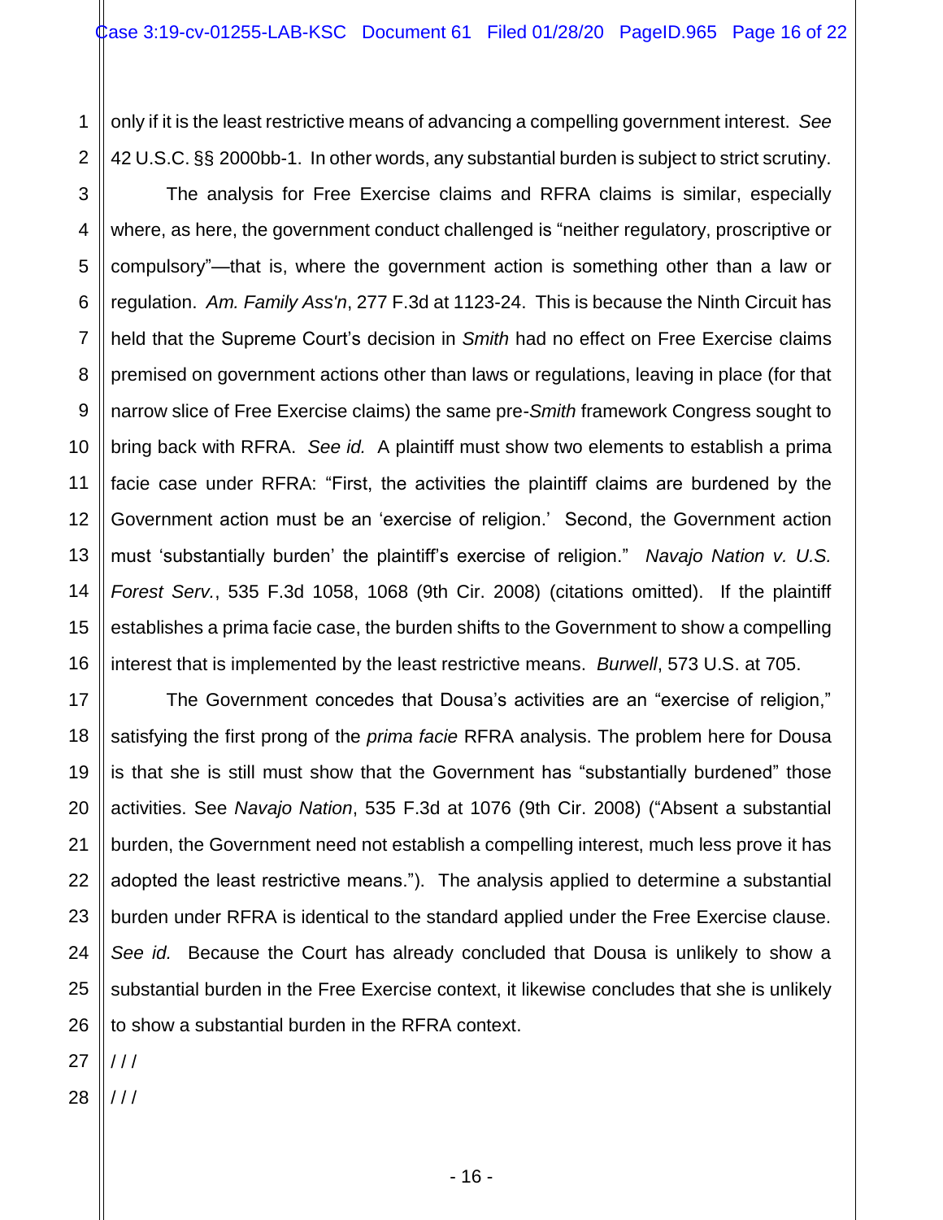only if it is the least restrictive means of advancing a compelling government interest. *See* 42 U.S.C. §§ 2000bb-1. In other words, any substantial burden is subject to strict scrutiny.

The analysis for Free Exercise claims and RFRA claims is similar, especially where, as here, the government conduct challenged is "neither regulatory, proscriptive or compulsory"—that is, where the government action is something other than a law or regulation. *Am. Family Ass'n*, 277 F.3d at 1123-24. This is because the Ninth Circuit has held that the Supreme Court's decision in *Smith* had no effect on Free Exercise claims premised on government actions other than laws or regulations, leaving in place (for that narrow slice of Free Exercise claims) the same pre-*Smith* framework Congress sought to bring back with RFRA. *See id.* A plaintiff must show two elements to establish a prima facie case under RFRA: "First, the activities the plaintiff claims are burdened by the Government action must be an 'exercise of religion.' Second, the Government action must 'substantially burden' the plaintiff's exercise of religion." *Navajo Nation v. U.S. Forest Serv.*, 535 F.3d 1058, 1068 (9th Cir. 2008) (citations omitted). If the plaintiff establishes a prima facie case, the burden shifts to the Government to show a compelling interest that is implemented by the least restrictive means. *Burwell*, 573 U.S. at 705.

The Government concedes that Dousa's activities are an "exercise of religion," satisfying the first prong of the *prima facie* RFRA analysis. The problem here for Dousa is that she is still must show that the Government has "substantially burdened" those activities. See *Navajo Nation*, 535 F.3d at 1076 (9th Cir. 2008) ("Absent a substantial burden, the Government need not establish a compelling interest, much less prove it has adopted the least restrictive means."). The analysis applied to determine a substantial burden under RFRA is identical to the standard applied under the Free Exercise clause. *See id.* Because the Court has already concluded that Dousa is unlikely to show a substantial burden in the Free Exercise context, it likewise concludes that she is unlikely to show a substantial burden in the RFRA context.

/ / /

/ / /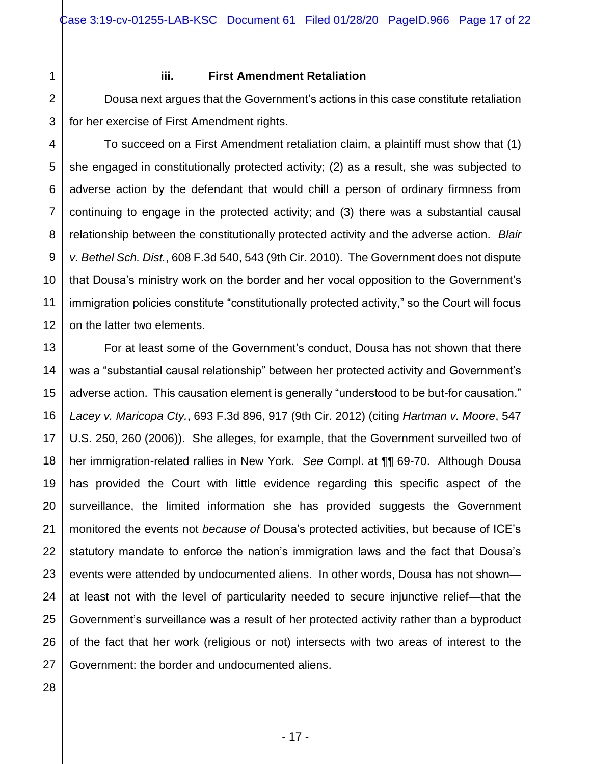### iii. **First Amendment Retaliation**

Dousa next argues that the Government's actions in this case constitute retaliation for her exercise of First Amendment rights.

To succeed on a First Amendment retaliation claim, a plaintiff must show that (1) she engaged in constitutionally protected activity; (2) as a result, she was subjected to adverse action by the defendant that would chill a person of ordinary firmness from continuing to engage in the protected activity; and (3) there was a substantial causal relationship between the constitutionally protected activity and the adverse action. *Blair v. Bethel Sch. Dist.*, 608 F.3d 540, 543 (9th Cir. 2010). The Government does not dispute that Dousa's ministry work on the border and her vocal opposition to the Government's immigration policies constitute "constitutionally protected activity," so the Court will focus on the latter two elements.

For at least some of the Government's conduct, Dousa has not shown that there was a "substantial causal relationship" between her protected activity and Government's adverse action. This causation element is generally "understood to be but-for causation." *Lacey v. Maricopa Cty.*, 693 F.3d 896, 917 (9th Cir. 2012) (citing *Hartman v. Moore*, 547 U.S. 250, 260 (2006)). She alleges, for example, that the Government surveilled two of her immigration-related rallies in New York. *See* Compl. at ¶¶ 69-70. Although Dousa has provided the Court with little evidence regarding this specific aspect of the surveillance, the limited information she has provided suggests the Government monitored the events not *because of* Dousa's protected activities, but because of ICE's statutory mandate to enforce the nation's immigration laws and the fact that Dousa's events were attended by undocumented aliens. In other words, Dousa has not shown—at least not with the level of particularity needed to secure injunctive relief—that the Government's surveillance was a result of her protected activity rather than a byproduct of the fact that her work (religious or not) intersects with two areas of interest to the Government: the border and undocumented aliens.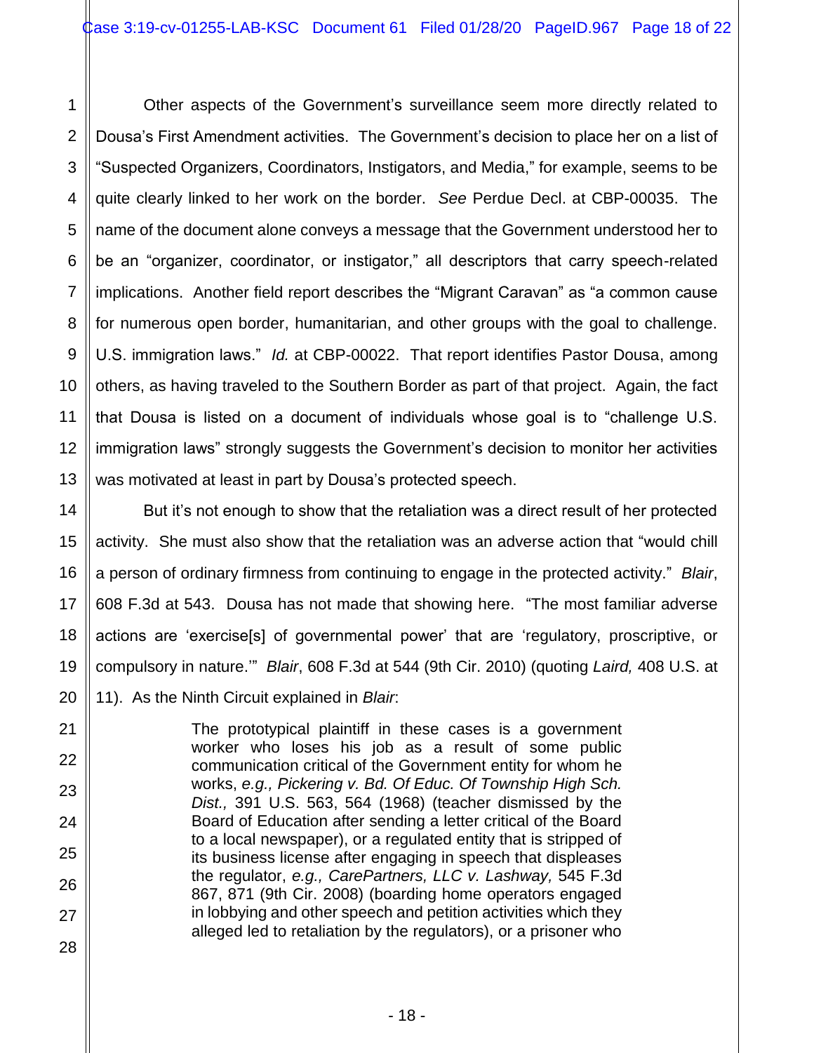Other aspects of the Government's surveillance seem more directly related to Dousa's First Amendment activities. The Government's decision to place her on a list of "Suspected Organizers, Coordinators, Instigators, and Media," for example, seems to be quite clearly linked to her work on the border. *See* Perdue Decl. at CBP-00035. The name of the document alone conveys a message that the Government understood her to be an "organizer, coordinator, or instigator," all descriptors that carry speech-related implications. Another field report describes the "Migrant Caravan" as "a common cause for numerous open border, humanitarian, and other groups with the goal to challenge. U.S. immigration laws." *Id.* at CBP-00022. That report identifies Pastor Dousa, among others, as having traveled to the Southern Border as part of that project. Again, the fact that Dousa is listed on a document of individuals whose goal is to "challenge U.S. immigration laws" strongly suggests the Government's decision to monitor her activities was motivated at least in part by Dousa's protected speech.

But it's not enough to show that the retaliation was a direct result of her protected activity. She must also show that the retaliation was an adverse action that "would chill a person of ordinary firmness from continuing to engage in the protected activity." *Blair*, 608 F.3d at 543. Dousa has not made that showing here. "The most familiar adverse actions are 'exercise[s] of governmental power' that are 'regulatory, proscriptive, or compulsory in nature.'" *Blair*, 608 F.3d at 544 (9th Cir. 2010) (quoting *Laird,* 408 U.S. at 11). As the Ninth Circuit explained in *Blair*:

> The prototypical plaintiff in these cases is a government worker who loses his job as a result of some public communication critical of the Government entity for whom he works, *e.g., Pickering v. Bd. Of Educ. Of Township High Sch. Dist.,* 391 U.S. 563, 564 (1968) (teacher dismissed by the Board of Education after sending a letter critical of the Board to a local newspaper), or a regulated entity that is stripped of its business license after engaging in speech that displeases the regulator, *e.g., CarePartners, LLC v. Lashway,* 545 F.3d 867, 871 (9th Cir. 2008) (boarding home operators engaged in lobbying and other speech and petition activities which they alleged led to retaliation by the regulators), or a prisoner who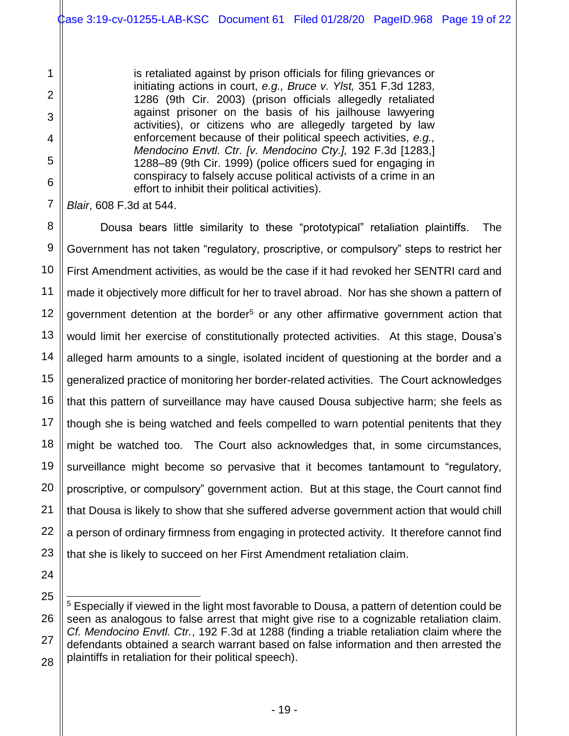> is retaliated against by prison officials for filing grievances or initiating actions in court, *e.g., Bruce v. Ylst,* 351 F.3d 1283, 1286 (9th Cir. 2003) (prison officials allegedly retaliated against prisoner on the basis of his jailhouse lawyering activities), or citizens who are allegedly targeted by law enforcement because of their political speech activities, *e.g., Mendocino Envtl. Ctr. [v. Mendocino Cty.],* 192 F.3d [1283,] 1288–89 (9th Cir. 1999) (police officers sued for engaging in conspiracy to falsely accuse political activists of a crime in an effort to inhibit their political activities).

*Blair*, 608 F.3d at 544.

Dousa bears little similarity to these "prototypical" retaliation plaintiffs. The Government has not taken "regulatory, proscriptive, or compulsory" steps to restrict her First Amendment activities, as would be the case if it had revoked her SENTRI card and made it objectively more difficult for her to travel abroad. Nor has she shown a pattern of government detention at the border[5] or any other affirmative government action that would limit her exercise of constitutionally protected activities. At this stage, Dousa's alleged harm amounts to a single, isolated incident of questioning at the border and a generalized practice of monitoring her border-related activities. The Court acknowledges that this pattern of surveillance may have caused Dousa subjective harm; she feels as though she is being watched and feels compelled to warn potential penitents that they might be watched too. The Court also acknowledges that, in some circumstances, surveillance might become so pervasive that it becomes tantamount to "regulatory, proscriptive, or compulsory" government action. But at this stage, the Court cannot find that Dousa is likely to show that she suffered adverse government action that would chill a person of ordinary firmness from engaging in protected activity. It therefore cannot find that she is likely to succeed on her First Amendment retaliation claim.

---

[5] Especially if viewed in the light most favorable to Dousa, a pattern of detention could be seen as analogous to false arrest that might give rise to a cognizable retaliation claim. *Cf. Mendocino Envtl. Ctr.*, 192 F.3d at 1288 (finding a triable retaliation claim where the defendants obtained a search warrant based on false information and then arrested the plaintiffs in retaliation for their political speech).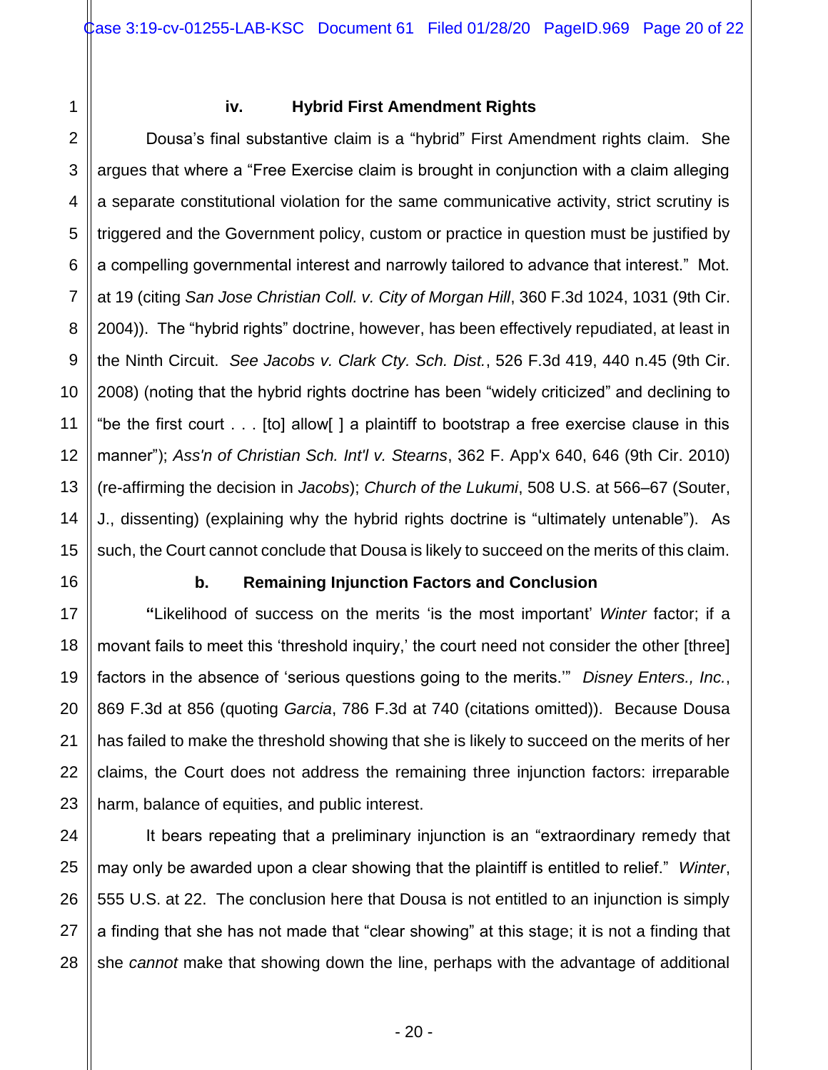#### iv. Hybrid First Amendment Rights

Dousa's final substantive claim is a "hybrid" First Amendment rights claim. She argues that where a "Free Exercise claim is brought in conjunction with a claim alleging a separate constitutional violation for the same communicative activity, strict scrutiny is triggered and the Government policy, custom or practice in question must be justified by a compelling governmental interest and narrowly tailored to advance that interest." Mot. at 19 (citing *San Jose Christian Coll. v. City of Morgan Hill*, 360 F.3d 1024, 1031 (9th Cir. 2004)). The "hybrid rights" doctrine, however, has been effectively repudiated, at least in the Ninth Circuit. *See Jacobs v. Clark Cty. Sch. Dist.*, 526 F.3d 419, 440 n.45 (9th Cir. 2008) (noting that the hybrid rights doctrine has been "widely criticized" and declining to "be the first court . . . [to] allow[ ] a plaintiff to bootstrap a free exercise clause in this manner"); *Ass'n of Christian Sch. Int'l v. Stearns*, 362 F. App'x 640, 646 (9th Cir. 2010) (re-affirming the decision in *Jacobs*); *Church of the Lukumi*, 508 U.S. at 566–67 (Souter, J., dissenting) (explaining why the hybrid rights doctrine is "ultimately untenable"). As such, the Court cannot conclude that Dousa is likely to succeed on the merits of this claim.

### b. Remaining Injunction Factors and Conclusion

**"**Likelihood of success on the merits 'is the most important' *Winter* factor; if a movant fails to meet this 'threshold inquiry,' the court need not consider the other [three] factors in the absence of 'serious questions going to the merits.'" *Disney Enters., Inc.*, 869 F.3d at 856 (quoting *Garcia*, 786 F.3d at 740 (citations omitted)). Because Dousa has failed to make the threshold showing that she is likely to succeed on the merits of her claims, the Court does not address the remaining three injunction factors: irreparable harm, balance of equities, and public interest.

It bears repeating that a preliminary injunction is an "extraordinary remedy that may only be awarded upon a clear showing that the plaintiff is entitled to relief." *Winter*, 555 U.S. at 22. The conclusion here that Dousa is not entitled to an injunction is simply a finding that she has not made that "clear showing" at this stage; it is not a finding that she *cannot* make that showing down the line, perhaps with the advantage of additional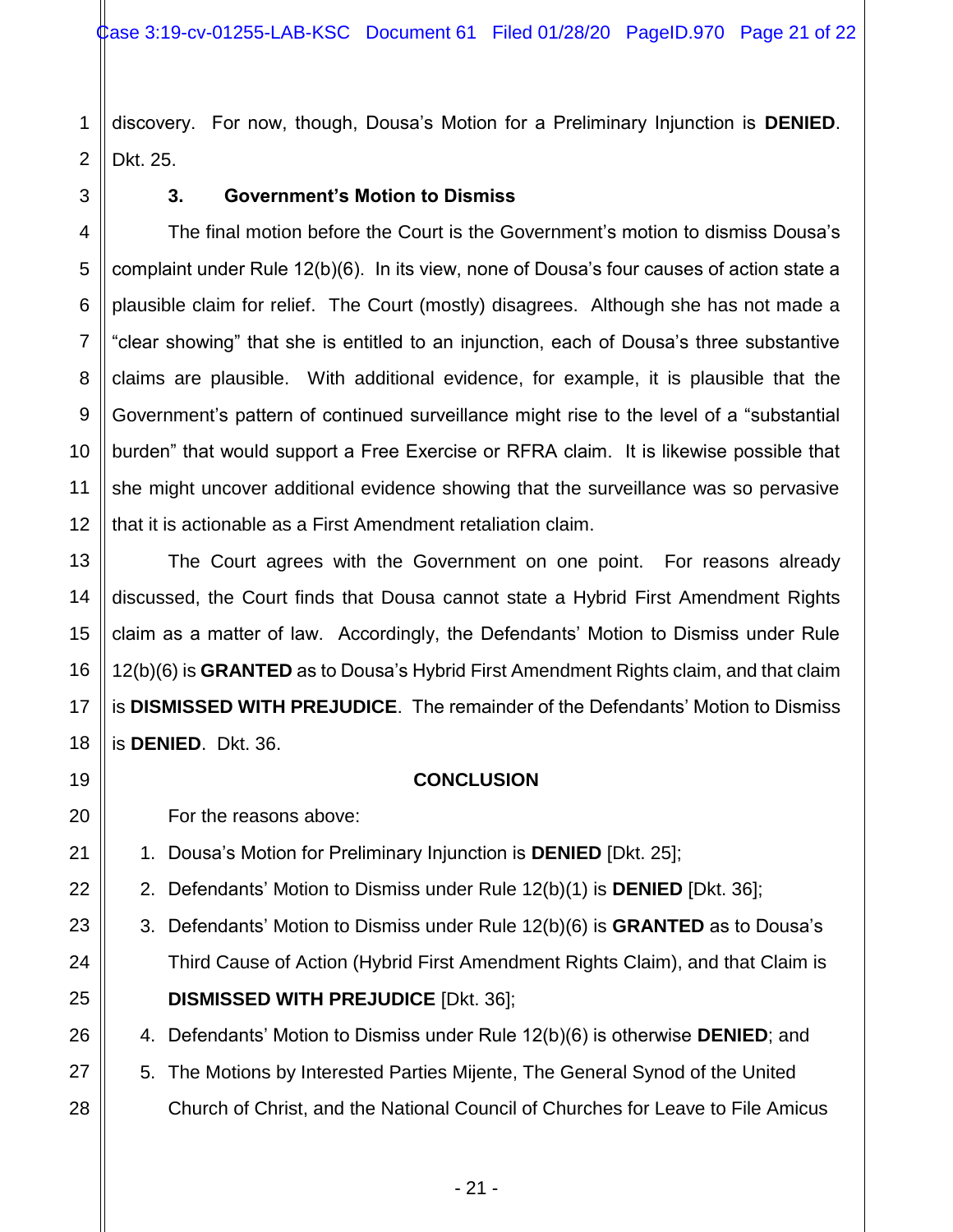discovery. For now, though, Dousa's Motion for a Preliminary Injunction is **DENIED**. Dkt. 25.

### 3. Government's Motion to Dismiss

The final motion before the Court is the Government's motion to dismiss Dousa's complaint under Rule 12(b)(6). In its view, none of Dousa's four causes of action state a plausible claim for relief. The Court (mostly) disagrees. Although she has not made a "clear showing" that she is entitled to an injunction, each of Dousa's three substantive claims are plausible. With additional evidence, for example, it is plausible that the Government's pattern of continued surveillance might rise to the level of a "substantial burden" that would support a Free Exercise or RFRA claim. It is likewise possible that she might uncover additional evidence showing that the surveillance was so pervasive that it is actionable as a First Amendment retaliation claim.

The Court agrees with the Government on one point. For reasons already discussed, the Court finds that Dousa cannot state a Hybrid First Amendment Rights claim as a matter of law. Accordingly, the Defendants' Motion to Dismiss under Rule 12(b)(6) is **GRANTED** as to Dousa's Hybrid First Amendment Rights claim, and that claim is **DISMISSED WITH PREJUDICE**. The remainder of the Defendants' Motion to Dismiss is **DENIED**. Dkt. 36.

## CONCLUSION

For the reasons above:

1. Dousa's Motion for Preliminary Injunction is **DENIED** [Dkt. 25];
2. Defendants' Motion to Dismiss under Rule 12(b)(1) is **DENIED** [Dkt. 36];
3. Defendants' Motion to Dismiss under Rule 12(b)(6) is **GRANTED** as to Dousa's Third Cause of Action (Hybrid First Amendment Rights Claim), and that Claim is **DISMISSED WITH PREJUDICE** [Dkt. 36];
4. Defendants' Motion to Dismiss under Rule 12(b)(6) is otherwise **DENIED**; and
5. The Motions by Interested Parties Mijente, The General Synod of the United Church of Christ, and the National Council of Churches for Leave to File Amicus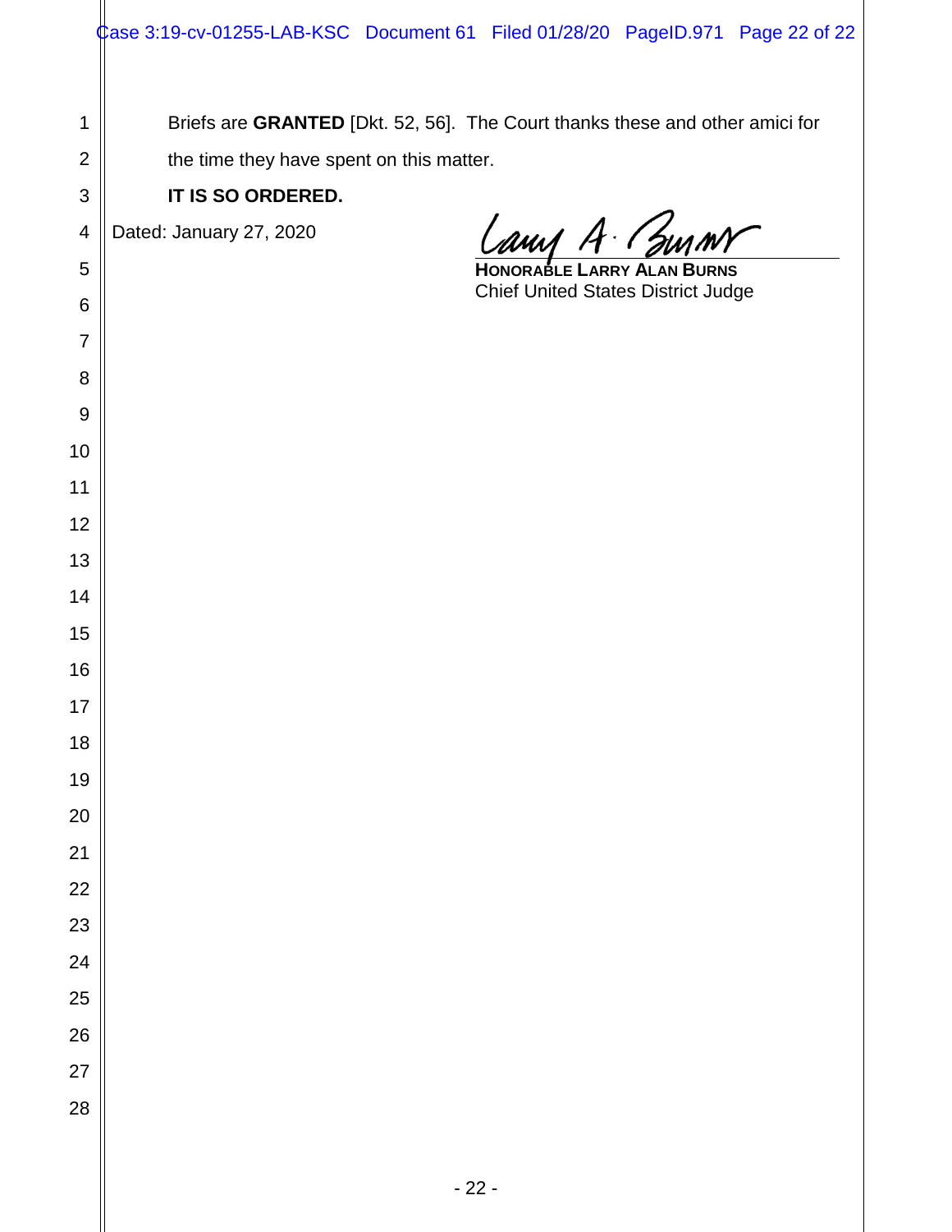Briefs are **GRANTED** [Dkt. 52, 56]. The Court thanks these and other amici for the time they have spent on this matter.

**IT IS SO ORDERED.**

Dated: January 27, 2020

HONORABLE LARRY ALAN BURNS
Chief United States District Judge